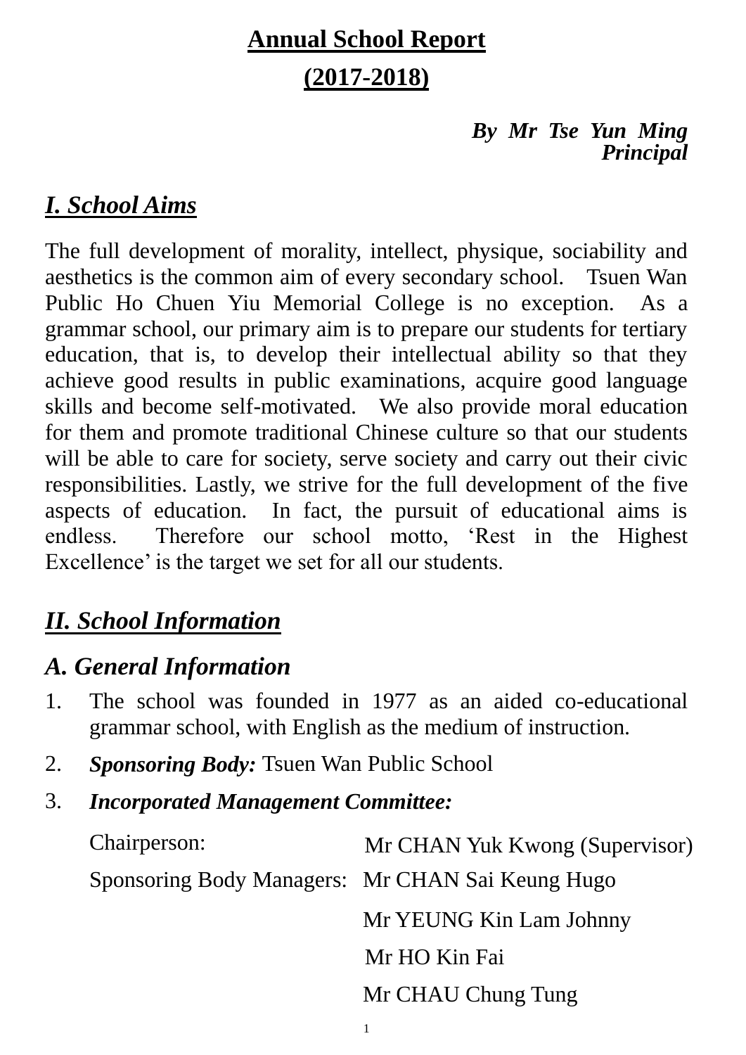# Annual School Report

# (2017-2018)

***By Mr Tse Yun Ming***
***Principal***

## I. School Aims

The full development of morality, intellect, physique, sociability and aesthetics is the common aim of every secondary school. Tsuen Wan Public Ho Chuen Yiu Memorial College is no exception. As a grammar school, our primary aim is to prepare our students for tertiary education, that is, to develop their intellectual ability so that they achieve good results in public examinations, acquire good language skills and become self-motivated. We also provide moral education for them and promote traditional Chinese culture so that our students will be able to care for society, serve society and carry out their civic responsibilities. Lastly, we strive for the full development of the five aspects of education. In fact, the pursuit of educational aims is endless. Therefore our school motto, 'Rest in the Highest Excellence' is the target we set for all our students.

## II. School Information

### A. General Information

1. The school was founded in 1977 as an aided co-educational grammar school, with English as the medium of instruction.
2. ***Sponsoring Body:*** Tsuen Wan Public School
3. ***Incorporated Management Committee:***

| | |
|---|---|
| Chairperson: | Mr CHAN Yuk Kwong (Supervisor) |
| Sponsoring Body Managers: | Mr CHAN Sai Keung Hugo |
| | Mr YEUNG Kin Lam Johnny |
| | Mr HO Kin Fai |
| | Mr CHAU Chung Tung |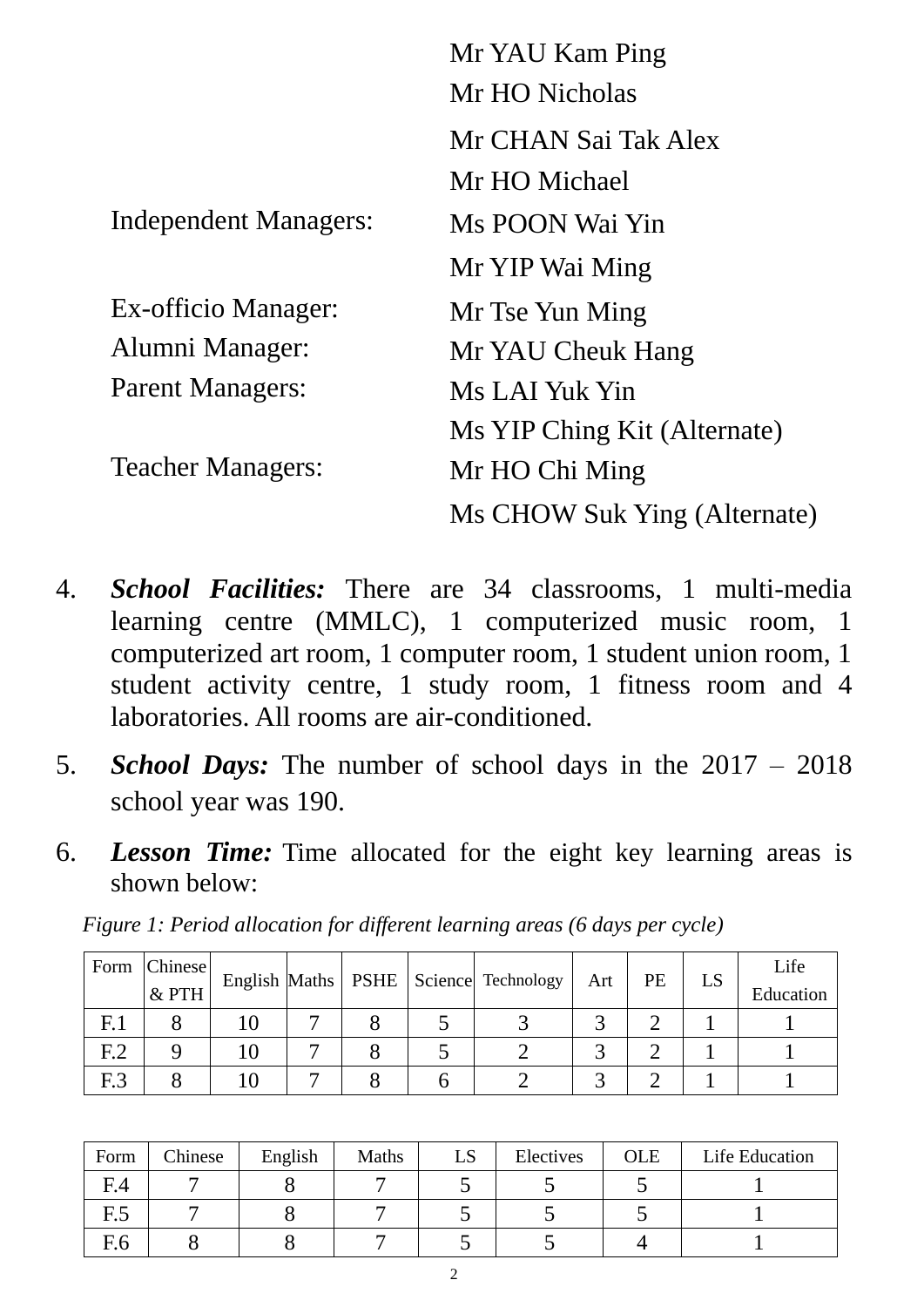| | |
|---|---|
| Independent Managers: | Mr YAU Kam Ping |
| | Mr HO Nicholas |
| | Mr CHAN Sai Tak Alex |
| | Mr HO Michael |
| | Ms POON Wai Yin |
| | Mr YIP Wai Ming |
| Ex-officio Manager: | Mr Tse Yun Ming |
| Alumni Manager: | Mr YAU Cheuk Hang |
| Parent Managers: | Ms LAI Yuk Yin |
| | Ms YIP Ching Kit (Alternate) |
| Teacher Managers: | Mr HO Chi Ming |
| | Ms CHOW Suk Ying (Alternate) |

4. ***School Facilities:*** There are 34 classrooms, 1 multi-media learning centre (MMLC), 1 computerized music room, 1 computerized art room, 1 computer room, 1 student union room, 1 student activity centre, 1 study room, 1 fitness room and 4 laboratories. All rooms are air-conditioned.

5. ***School Days:*** The number of school days in the 2017 – 2018 school year was 190.

6. ***Lesson Time:*** Time allocated for the eight key learning areas is shown below:

*Figure 1: Period allocation for different learning areas (6 days per cycle)*

| Form | Chinese & PTH | English | Maths | PSHE | Science | Technology | Art | PE | LS | Life Education |
|---|---|---|---|---|---|---|---|---|---|---|
| F.1 | 8 | 10 | 7 | 8 | 5 | 3 | 3 | 2 | 1 | 1 |
| F.2 | 9 | 10 | 7 | 8 | 5 | 2 | 3 | 2 | 1 | 1 |
| F.3 | 8 | 10 | 7 | 8 | 6 | 2 | 3 | 2 | 1 | 1 |

| Form | Chinese | English | Maths | LS | Electives | OLE | Life Education |
|---|---|---|---|---|---|---|---|
| F.4 | 7 | 8 | 7 | 5 | 5 | 5 | 1 |
| F.5 | 7 | 8 | 7 | 5 | 5 | 5 | 1 |
| F.6 | 8 | 8 | 7 | 5 | 5 | 4 | 1 |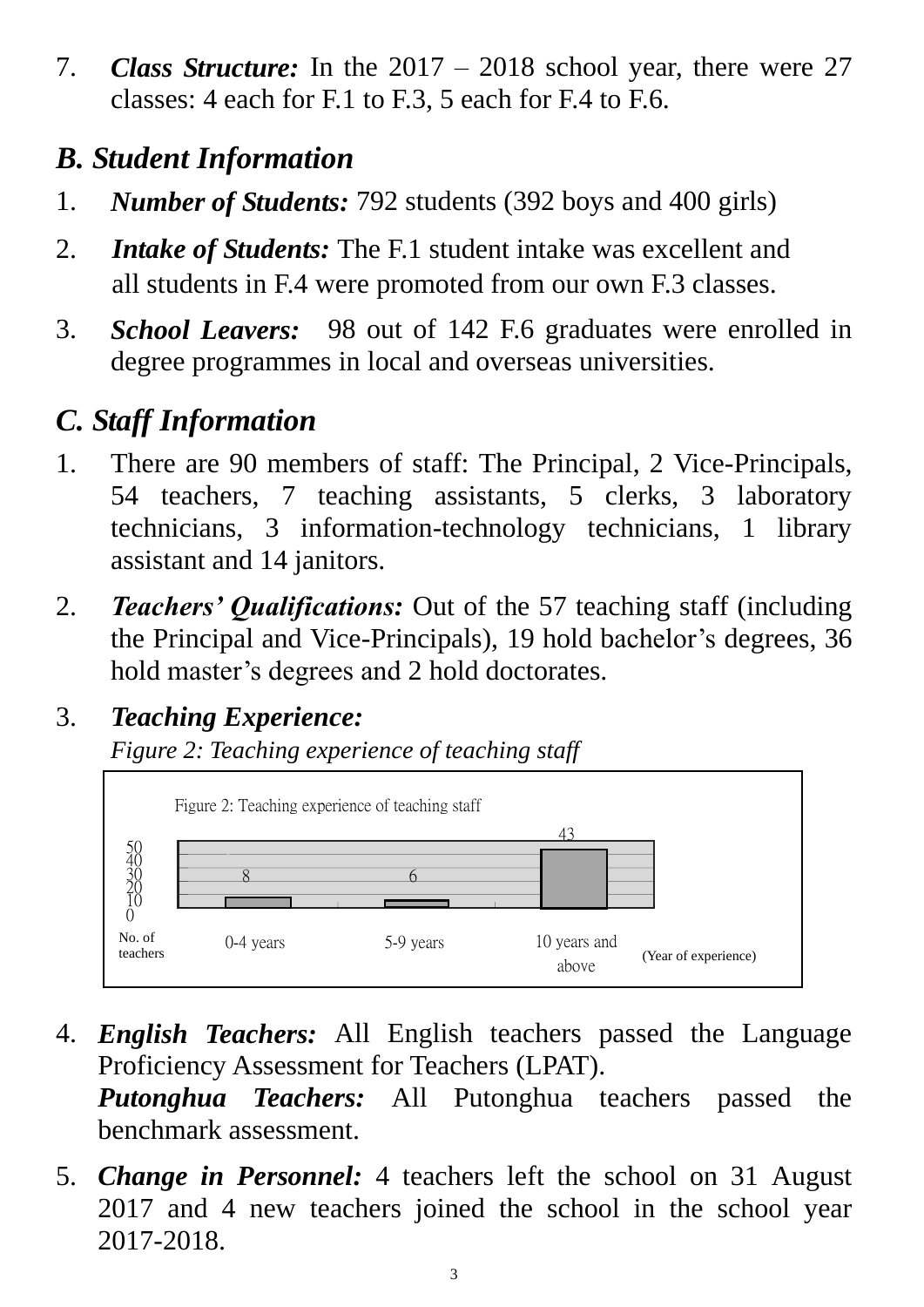7. ***Class Structure:*** In the 2017 – 2018 school year, there were 27 classes: 4 each for F.1 to F.3, 5 each for F.4 to F.6.

## *B. Student Information*

1. ***Number of Students:*** 792 students (392 boys and 400 girls)
2. ***Intake of Students:*** The F.1 student intake was excellent and all students in F.4 were promoted from our own F.3 classes.
3. ***School Leavers:*** 98 out of 142 F.6 graduates were enrolled in degree programmes in local and overseas universities.

## *C. Staff Information*

1. There are 90 members of staff: The Principal, 2 Vice-Principals, 54 teachers, 7 teaching assistants, 5 clerks, 3 laboratory technicians, 3 information-technology technicians, 1 library assistant and 14 janitors.
2. ***Teachers' Qualifications:*** Out of the 57 teaching staff (including the Principal and Vice-Principals), 19 hold bachelor's degrees, 36 hold master's degrees and 2 hold doctorates.
3. ***Teaching Experience:***

   *Figure 2: Teaching experience of teaching staff*

   Figure 2: Teaching experience of teaching staff

   | Year of experience | No. of teachers |
   |---|---|
   | 0-4 years | 8 |
   | 5-9 years | 6 |
   | 10 years and above | 43 |

4. ***English Teachers:*** All English teachers passed the Language Proficiency Assessment for Teachers (LPAT).
   ***Putonghua Teachers:*** All Putonghua teachers passed the benchmark assessment.
5. ***Change in Personnel:*** 4 teachers left the school on 31 August 2017 and 4 new teachers joined the school in the school year 2017-2018.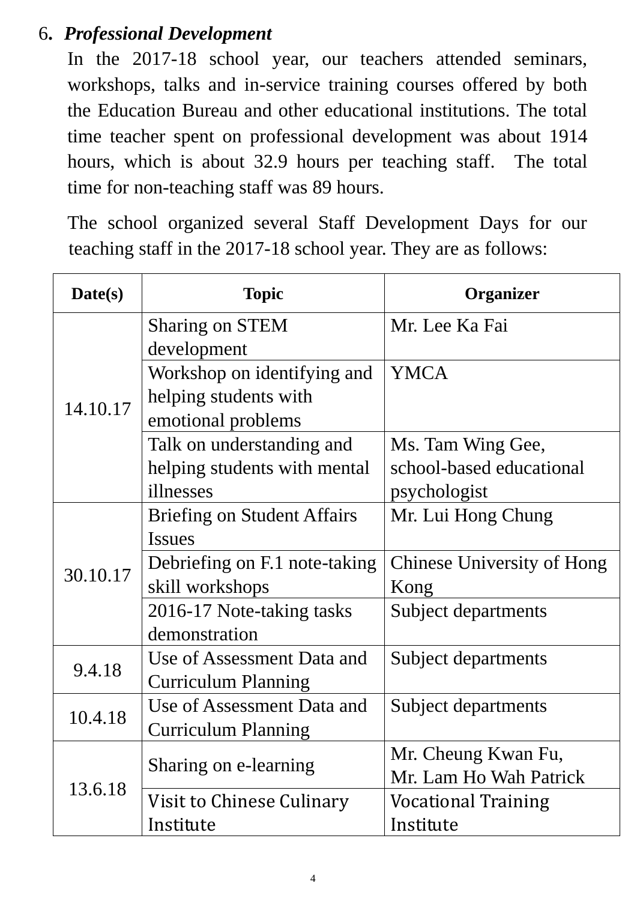6. ***Professional Development***

In the 2017-18 school year, our teachers attended seminars, workshops, talks and in-service training courses offered by both the Education Bureau and other educational institutions. The total time teacher spent on professional development was about 1914 hours, which is about 32.9 hours per teaching staff. The total time for non-teaching staff was 89 hours.

The school organized several Staff Development Days for our teaching staff in the 2017-18 school year. They are as follows:

| Date(s) | Topic | Organizer |
|---|---|---|
| 14.10.17 | Sharing on STEM development | Mr. Lee Ka Fai |
| | Workshop on identifying and helping students with emotional problems | YMCA |
| | Talk on understanding and helping students with mental illnesses | Ms. Tam Wing Gee, school-based educational psychologist |
| 30.10.17 | Briefing on Student Affairs Issues | Mr. Lui Hong Chung |
| | Debriefing on F.1 note-taking skill workshops | Chinese University of Hong Kong |
| | 2016-17 Note-taking tasks demonstration | Subject departments |
| 9.4.18 | Use of Assessment Data and Curriculum Planning | Subject departments |
| 10.4.18 | Use of Assessment Data and Curriculum Planning | Subject departments |
| 13.6.18 | Sharing on e-learning | Mr. Cheung Kwan Fu, Mr. Lam Ho Wah Patrick |
| | Visit to Chinese Culinary Institute | Vocational Training Institute |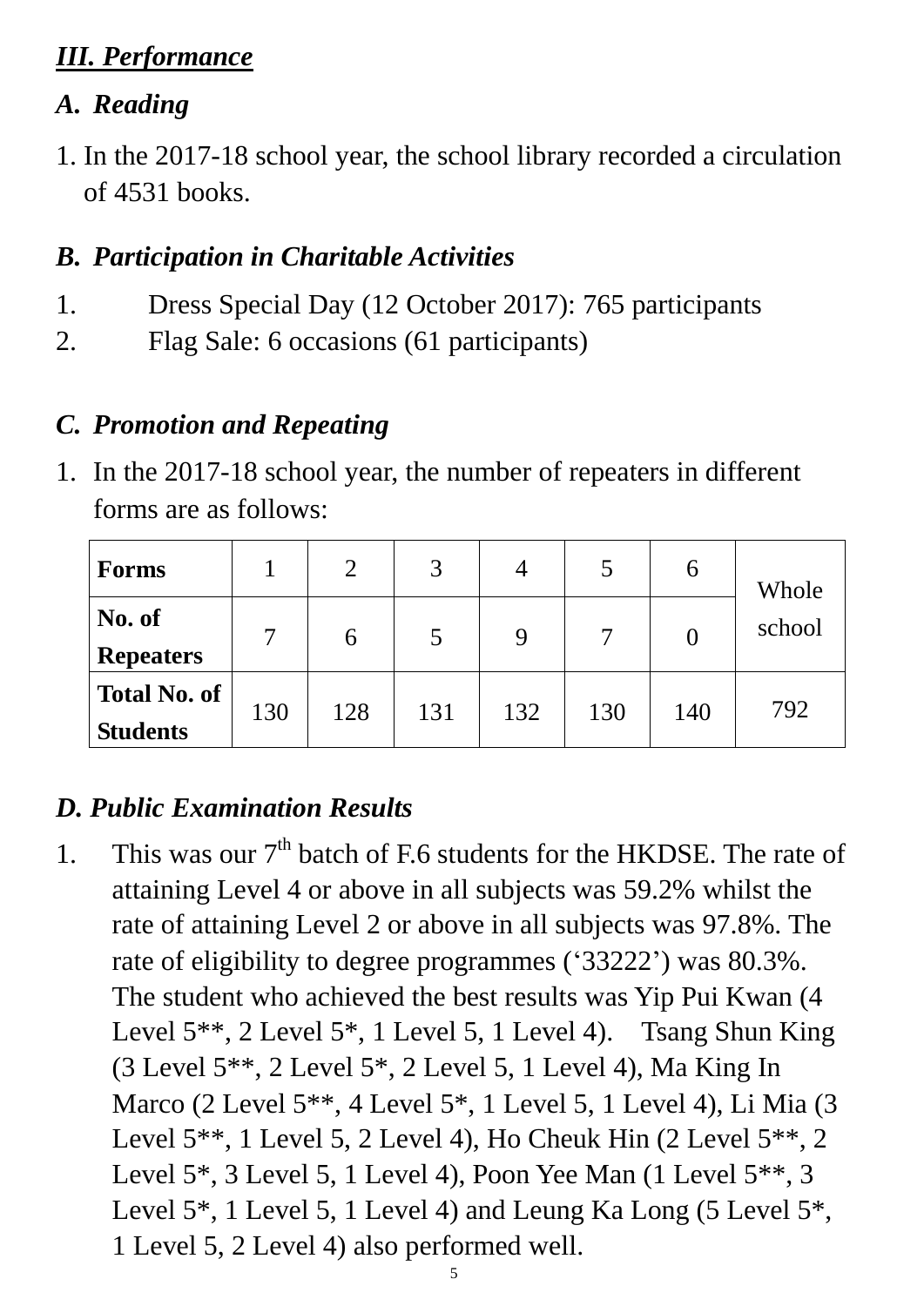## *III. Performance*

### *A. Reading*

1. In the 2017-18 school year, the school library recorded a circulation of 4531 books.

### *B. Participation in Charitable Activities*

1. Dress Special Day (12 October 2017): 765 participants
2. Flag Sale: 6 occasions (61 participants)

### *C. Promotion and Repeating*

1. In the 2017-18 school year, the number of repeaters in different forms are as follows:

| **Forms** | 1 | 2 | 3 | 4 | 5 | 6 | Whole school |
|---|---|---|---|---|---|---|---|
| **No. of Repeaters** | 7 | 6 | 5 | 9 | 7 | 0 | |
| **Total No. of Students** | 130 | 128 | 131 | 132 | 130 | 140 | 792 |

### *D. Public Examination Results*

1. This was our 7th batch of F.6 students for the HKDSE. The rate of attaining Level 4 or above in all subjects was 59.2% whilst the rate of attaining Level 2 or above in all subjects was 97.8%. The rate of eligibility to degree programmes ('33222') was 80.3%. The student who achieved the best results was Yip Pui Kwan (4 Level 5**, 2 Level 5*, 1 Level 5, 1 Level 4). Tsang Shun King (3 Level 5**, 2 Level 5*, 2 Level 5, 1 Level 4), Ma King In Marco (2 Level 5**, 4 Level 5*, 1 Level 5, 1 Level 4), Li Mia (3 Level 5**, 1 Level 5, 2 Level 4), Ho Cheuk Hin (2 Level 5**, 2 Level 5*, 3 Level 5, 1 Level 4), Poon Yee Man (1 Level 5**, 3 Level 5*, 1 Level 5, 1 Level 4) and Leung Ka Long (5 Level 5*, 1 Level 5, 2 Level 4) also performed well.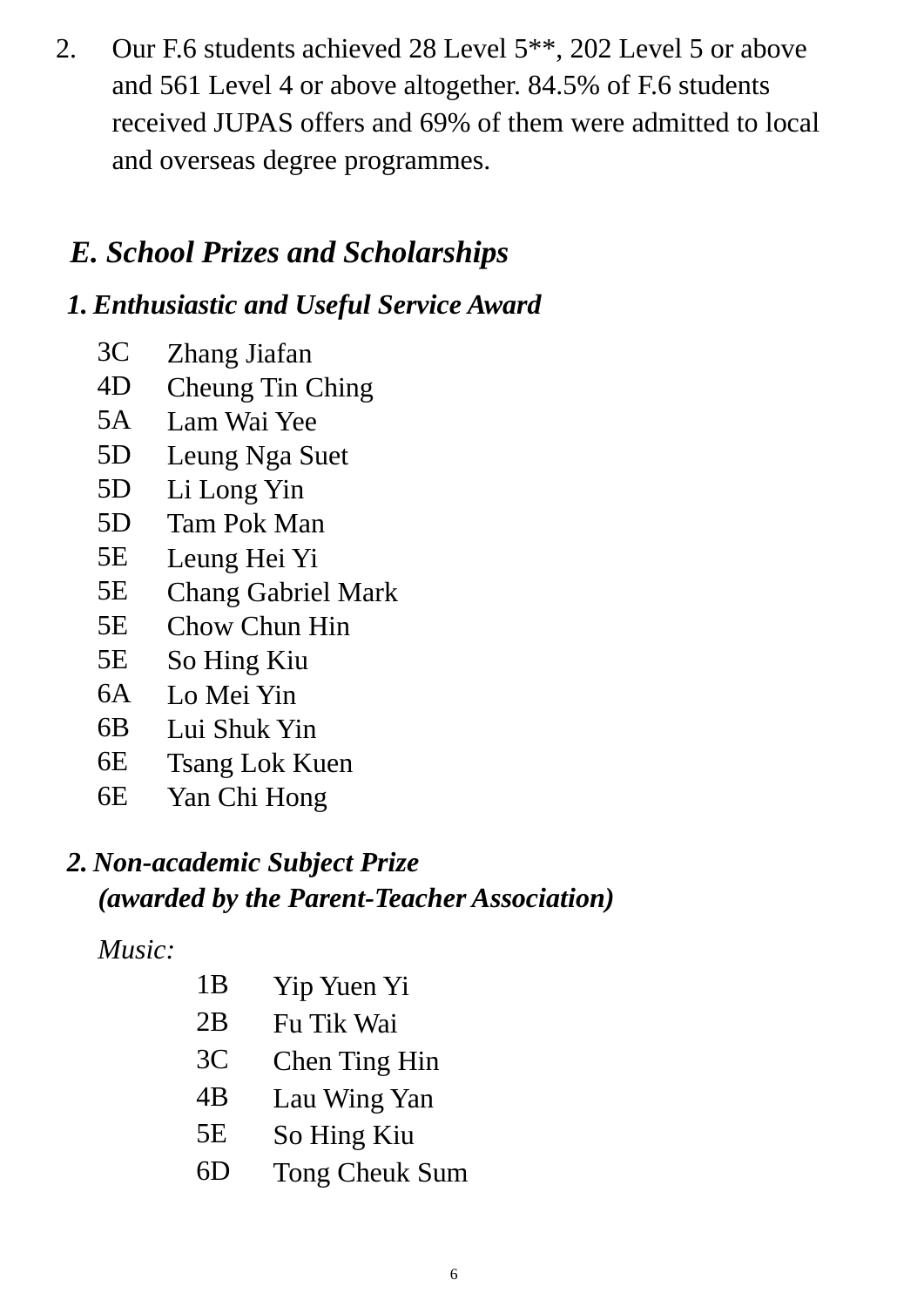2. Our F.6 students achieved 28 Level 5**, 202 Level 5 or above and 561 Level 4 or above altogether. 84.5% of F.6 students received JUPAS offers and 69% of them were admitted to local and overseas degree programmes.

## *E. School Prizes and Scholarships*

### *1. Enthusiastic and Useful Service Award*

| | |
|---|---|
| 3C | Zhang Jiafan |
| 4D | Cheung Tin Ching |
| 5A | Lam Wai Yee |
| 5D | Leung Nga Suet |
| 5D | Li Long Yin |
| 5D | Tam Pok Man |
| 5E | Leung Hei Yi |
| 5E | Chang Gabriel Mark |
| 5E | Chow Chun Hin |
| 5E | So Hing Kiu |
| 6A | Lo Mei Yin |
| 6B | Lui Shuk Yin |
| 6E | Tsang Lok Kuen |
| 6E | Yan Chi Hong |

### *2. Non-academic Subject Prize (awarded by the Parent-Teacher Association)*

*Music:*

| | |
|---|---|
| 1B | Yip Yuen Yi |
| 2B | Fu Tik Wai |
| 3C | Chen Ting Hin |
| 4B | Lau Wing Yan |
| 5E | So Hing Kiu |
| 6D | Tong Cheuk Sum |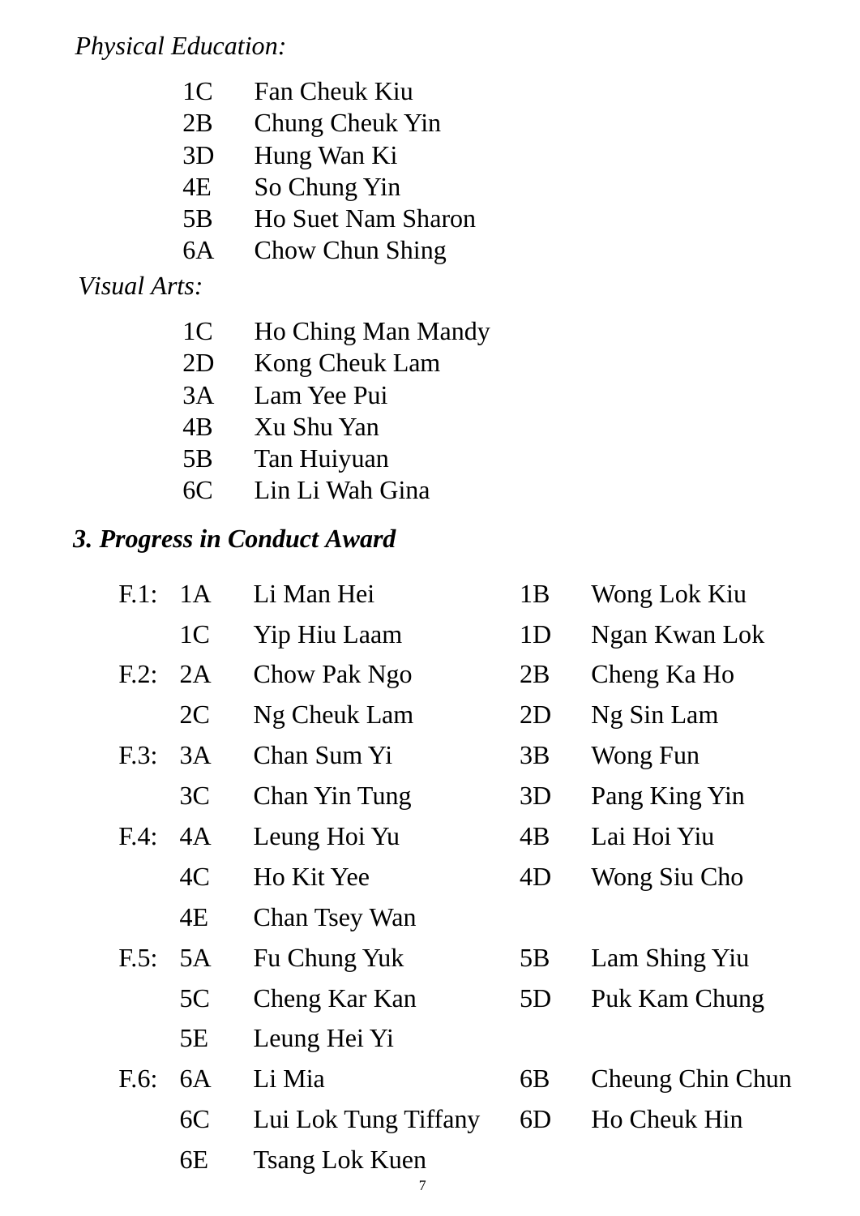*Physical Education:*

| | |
|---|---|
| 1C | Fan Cheuk Kiu |
| 2B | Chung Cheuk Yin |
| 3D | Hung Wan Ki |
| 4E | So Chung Yin |
| 5B | Ho Suet Nam Sharon |
| 6A | Chow Chun Shing |

*Visual Arts:*

| | |
|---|---|
| 1C | Ho Ching Man Mandy |
| 2D | Kong Cheuk Lam |
| 3A | Lam Yee Pui |
| 4B | Xu Shu Yan |
| 5B | Tan Huiyuan |
| 6C | Lin Li Wah Gina |

### *3. Progress in Conduct Award*

| | | | | |
|---|---|---|---|---|
| F.1: | 1A | Li Man Hei | 1B | Wong Lok Kiu |
| | 1C | Yip Hiu Laam | 1D | Ngan Kwan Lok |
| F.2: | 2A | Chow Pak Ngo | 2B | Cheng Ka Ho |
| | 2C | Ng Cheuk Lam | 2D | Ng Sin Lam |
| F.3: | 3A | Chan Sum Yi | 3B | Wong Fun |
| | 3C | Chan Yin Tung | 3D | Pang King Yin |
| F.4: | 4A | Leung Hoi Yu | 4B | Lai Hoi Yiu |
| | 4C | Ho Kit Yee | 4D | Wong Siu Cho |
| | 4E | Chan Tsey Wan | | |
| F.5: | 5A | Fu Chung Yuk | 5B | Lam Shing Yiu |
| | 5C | Cheng Kar Kan | 5D | Puk Kam Chung |
| | 5E | Leung Hei Yi | | |
| F.6: | 6A | Li Mia | 6B | Cheung Chin Chun |
| | 6C | Lui Lok Tung Tiffany | 6D | Ho Cheuk Hin |
| | 6E | Tsang Lok Kuen | | |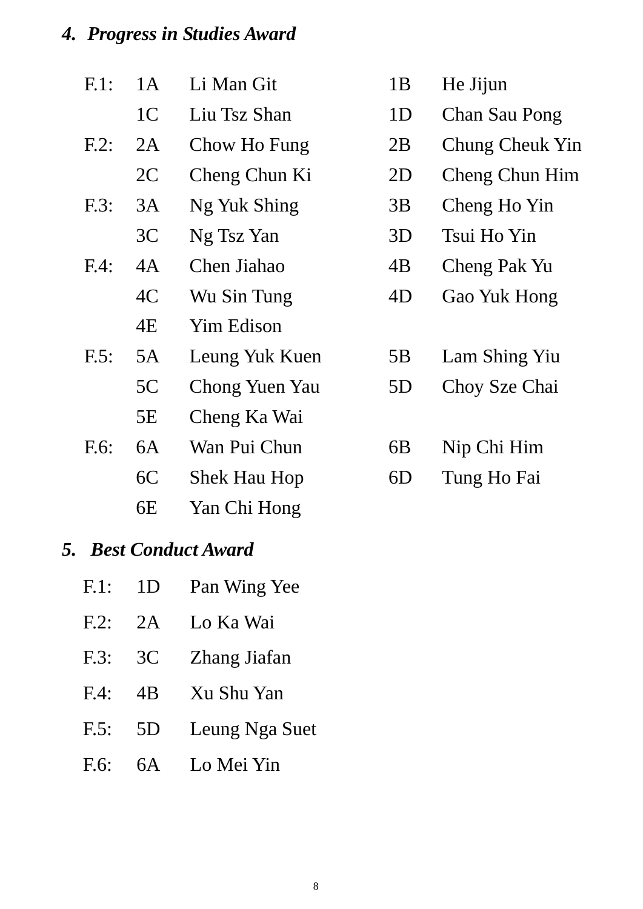#### *4. Progress in Studies Award*

| | | | | |
|---|---|---|---|---|
| F.1: | 1A | Li Man Git | 1B | He Jijun |
| | 1C | Liu Tsz Shan | 1D | Chan Sau Pong |
| F.2: | 2A | Chow Ho Fung | 2B | Chung Cheuk Yin |
| | 2C | Cheng Chun Ki | 2D | Cheng Chun Him |
| F.3: | 3A | Ng Yuk Shing | 3B | Cheng Ho Yin |
| | 3C | Ng Tsz Yan | 3D | Tsui Ho Yin |
| F.4: | 4A | Chen Jiahao | 4B | Cheng Pak Yu |
| | 4C | Wu Sin Tung | 4D | Gao Yuk Hong |
| | 4E | Yim Edison | | |
| F.5: | 5A | Leung Yuk Kuen | 5B | Lam Shing Yiu |
| | 5C | Chong Yuen Yau | 5D | Choy Sze Chai |
| | 5E | Cheng Ka Wai | | |
| F.6: | 6A | Wan Pui Chun | 6B | Nip Chi Him |
| | 6C | Shek Hau Hop | 6D | Tung Ho Fai |
| | 6E | Yan Chi Hong | | |

#### *5. Best Conduct Award*

| | | |
|---|---|---|
| F.1: | 1D | Pan Wing Yee |
| F.2: | 2A | Lo Ka Wai |
| F.3: | 3C | Zhang Jiafan |
| F.4: | 4B | Xu Shu Yan |
| F.5: | 5D | Leung Nga Suet |
| F.6: | 6A | Lo Mei Yin |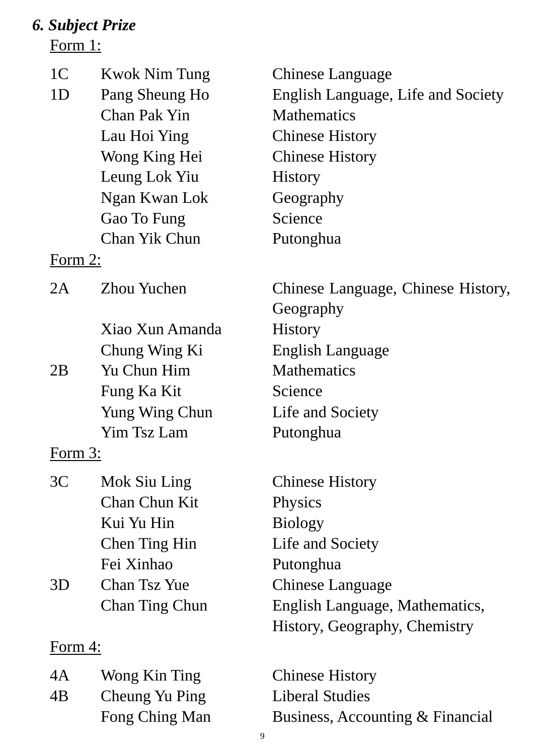### *6. Subject Prize*

Form 1:

| | | |
|---|---|---|
| 1C | Kwok Nim Tung | Chinese Language |
| 1D | Pang Sheung Ho | English Language, Life and Society |
| | Chan Pak Yin | Mathematics |
| | Lau Hoi Ying | Chinese History |
| | Wong King Hei | Chinese History |
| | Leung Lok Yiu | History |
| | Ngan Kwan Lok | Geography |
| | Gao To Fung | Science |
| | Chan Yik Chun | Putonghua |

Form 2:

| | | |
|---|---|---|
| 2A | Zhou Yuchen | Chinese Language, Chinese History, Geography |
| | Xiao Xun Amanda | History |
| | Chung Wing Ki | English Language |
| 2B | Yu Chun Him | Mathematics |
| | Fung Ka Kit | Science |
| | Yung Wing Chun | Life and Society |
| | Yim Tsz Lam | Putonghua |

Form 3:

| | | |
|---|---|---|
| 3C | Mok Siu Ling | Chinese History |
| | Chan Chun Kit | Physics |
| | Kui Yu Hin | Biology |
| | Chen Ting Hin | Life and Society |
| | Fei Xinhao | Putonghua |
| 3D | Chan Tsz Yue | Chinese Language |
| | Chan Ting Chun | English Language, Mathematics, History, Geography, Chemistry |

Form 4:

| | | |
|---|---|---|
| 4A | Wong Kin Ting | Chinese History |
| 4B | Cheung Yu Ping | Liberal Studies |
| | Fong Ching Man | Business, Accounting & Financial |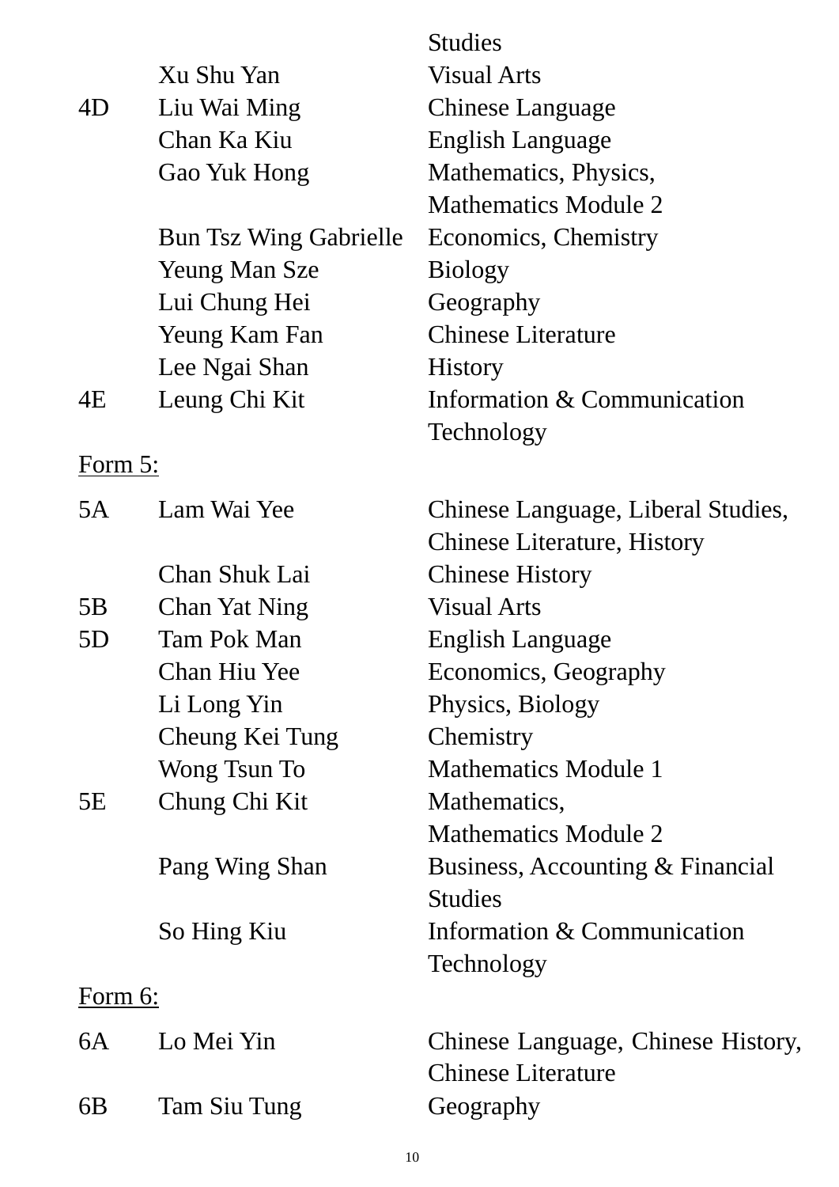| | | Studies |
|---|---|---|
| | Xu Shu Yan | Visual Arts |
| 4D | Liu Wai Ming | Chinese Language |
| | Chan Ka Kiu | English Language |
| | Gao Yuk Hong | Mathematics, Physics, Mathematics Module 2 |
| | Bun Tsz Wing Gabrielle | Economics, Chemistry |
| | Yeung Man Sze | Biology |
| | Lui Chung Hei | Geography |
| | Yeung Kam Fan | Chinese Literature |
| | Lee Ngai Shan | History |
| 4E | Leung Chi Kit | Information & Communication Technology |

Form 5:

| | | |
|---|---|---|
| 5A | Lam Wai Yee | Chinese Language, Liberal Studies, Chinese Literature, History |
| | Chan Shuk Lai | Chinese History |
| 5B | Chan Yat Ning | Visual Arts |
| 5D | Tam Pok Man | English Language |
| | Chan Hiu Yee | Economics, Geography |
| | Li Long Yin | Physics, Biology |
| | Cheung Kei Tung | Chemistry |
| | Wong Tsun To | Mathematics Module 1 |
| 5E | Chung Chi Kit | Mathematics, Mathematics Module 2 |
| | Pang Wing Shan | Business, Accounting & Financial Studies |
| | So Hing Kiu | Information & Communication Technology |

Form 6:

| | | |
|---|---|---|
| 6A | Lo Mei Yin | Chinese Language, Chinese History, Chinese Literature |
| 6B | Tam Siu Tung | Geography |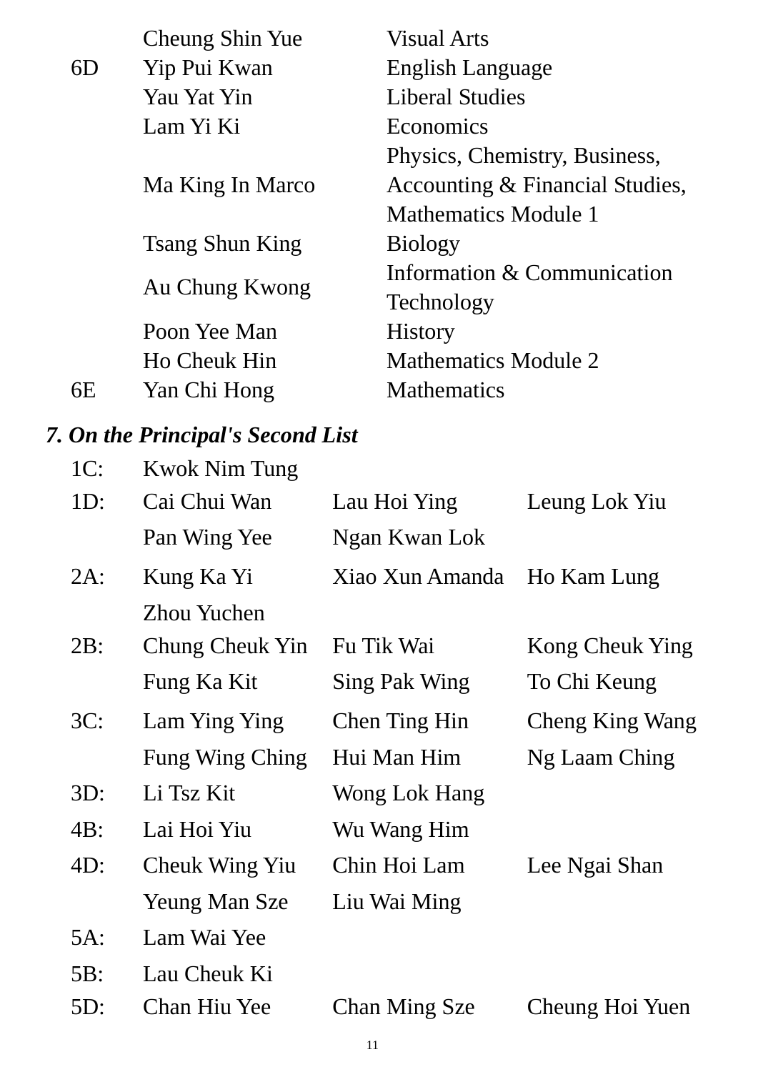| | | |
|---|---|---|
| | Cheung Shin Yue | Visual Arts |
| 6D | Yip Pui Kwan | English Language |
| | Yau Yat Yin | Liberal Studies |
| | Lam Yi Ki | Economics |
| | Ma King In Marco | Physics, Chemistry, Business, Accounting & Financial Studies, Mathematics Module 1 |
| | Tsang Shun King | Biology |
| | Au Chung Kwong | Information & Communication Technology |
| | Poon Yee Man | History |
| | Ho Cheuk Hin | Mathematics Module 2 |
| 6E | Yan Chi Hong | Mathematics |

***7. On the Principal's Second List***

| | | | |
|---|---|---|---|
| 1C: | Kwok Nim Tung | | |
| 1D: | Cai Chui Wan | Lau Hoi Ying | Leung Lok Yiu |
| | Pan Wing Yee | Ngan Kwan Lok | |
| 2A: | Kung Ka Yi | Xiao Xun Amanda | Ho Kam Lung |
| | Zhou Yuchen | | |
| 2B: | Chung Cheuk Yin | Fu Tik Wai | Kong Cheuk Ying |
| | Fung Ka Kit | Sing Pak Wing | To Chi Keung |
| 3C: | Lam Ying Ying | Chen Ting Hin | Cheng King Wang |
| | Fung Wing Ching | Hui Man Him | Ng Laam Ching |
| 3D: | Li Tsz Kit | Wong Lok Hang | |
| 4B: | Lai Hoi Yiu | Wu Wang Him | |
| 4D: | Cheuk Wing Yiu | Chin Hoi Lam | Lee Ngai Shan |
| | Yeung Man Sze | Liu Wai Ming | |
| 5A: | Lam Wai Yee | | |
| 5B: | Lau Cheuk Ki | | |
| 5D: | Chan Hiu Yee | Chan Ming Sze | Cheung Hoi Yuen |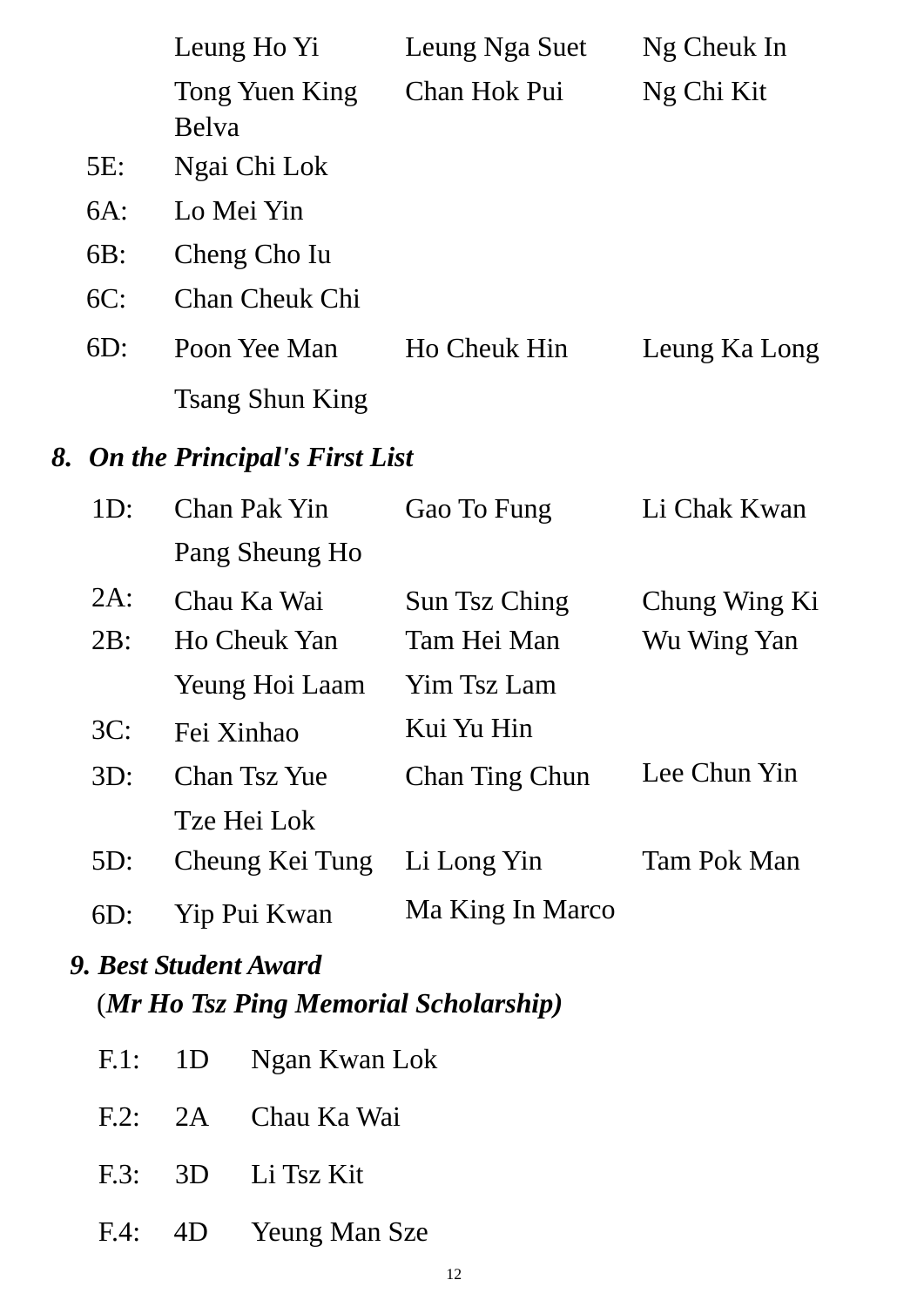| | | | |
|---|---|---|---|
| | Leung Ho Yi | Leung Nga Suet | Ng Cheuk In |
| | Tong Yuen King Belva | Chan Hok Pui | Ng Chi Kit |
| 5E: | Ngai Chi Lok | | |
| 6A: | Lo Mei Yin | | |
| 6B: | Cheng Cho Iu | | |
| 6C: | Chan Cheuk Chi | | |
| 6D: | Poon Yee Man | Ho Cheuk Hin | Leung Ka Long |
| | Tsang Shun King | | |

## 8. *On the Principal's First List*

| | | | |
|---|---|---|---|
| 1D: | Chan Pak Yin | Gao To Fung | Li Chak Kwan |
| | Pang Sheung Ho | | |
| 2A: | Chau Ka Wai | Sun Tsz Ching | Chung Wing Ki |
| 2B: | Ho Cheuk Yan | Tam Hei Man | Wu Wing Yan |
| | Yeung Hoi Laam | Yim Tsz Lam | |
| 3C: | Fei Xinhao | Kui Yu Hin | |
| 3D: | Chan Tsz Yue | Chan Ting Chun | Lee Chun Yin |
| | Tze Hei Lok | | |
| 5D: | Cheung Kei Tung | Li Long Yin | Tam Pok Man |
| 6D: | Yip Pui Kwan | Ma King In Marco | |

## 9. *Best Student Award (Mr Ho Tsz Ping Memorial Scholarship)*

| | | |
|---|---|---|
| F.1: | 1D | Ngan Kwan Lok |
| F.2: | 2A | Chau Ka Wai |
| F.3: | 3D | Li Tsz Kit |
| F.4: | 4D | Yeung Man Sze |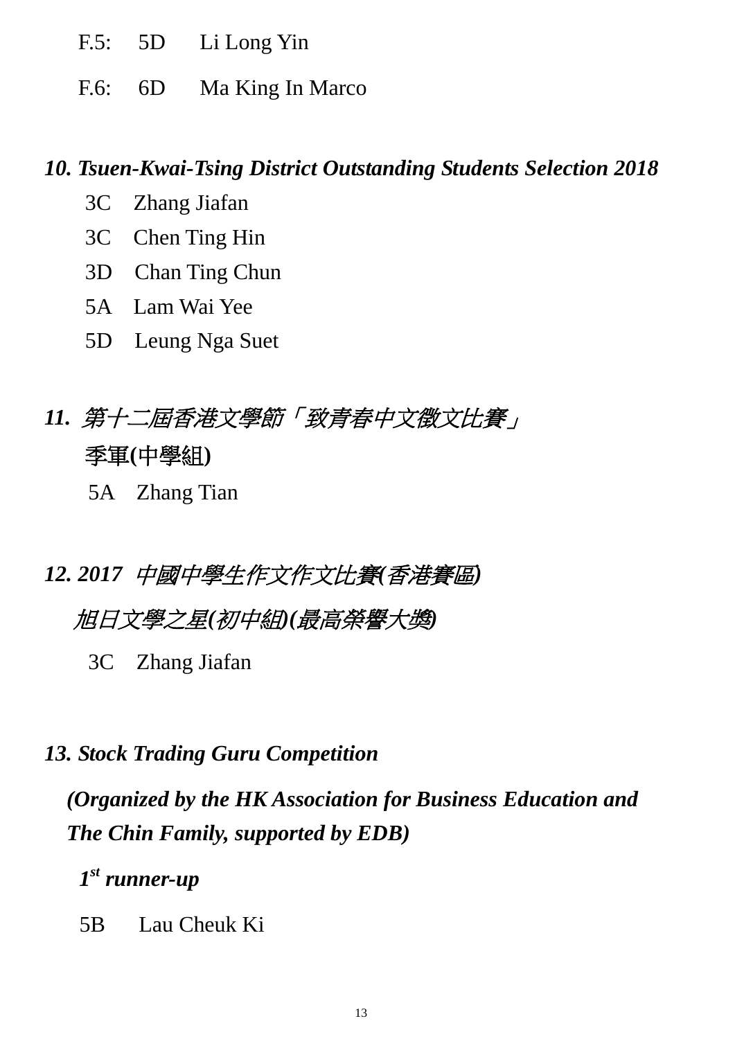F.5: 5D Li Long Yin

F.6: 6D Ma King In Marco

***10. Tsuen-Kwai-Tsing District Outstanding Students Selection 2018***

3C Zhang Jiafan

3C Chen Ting Hin

3D Chan Ting Chun

5A Lam Wai Yee

5D Leung Nga Suet

***11. 第十二屆香港文學節「致青春中文徵文比賽」***

**季軍(中學組)**

5A Zhang Tian

***12. 2017 中國中學生作文作文比賽(香港賽區)***

***旭日文學之星(初中組)(最高榮譽大獎)***

3C Zhang Jiafan

***13. Stock Trading Guru Competition***

***(Organized by the HK Association for Business Education and The Chin Family, supported by EDB)***

***1st runner-up***

5B Lau Cheuk Ki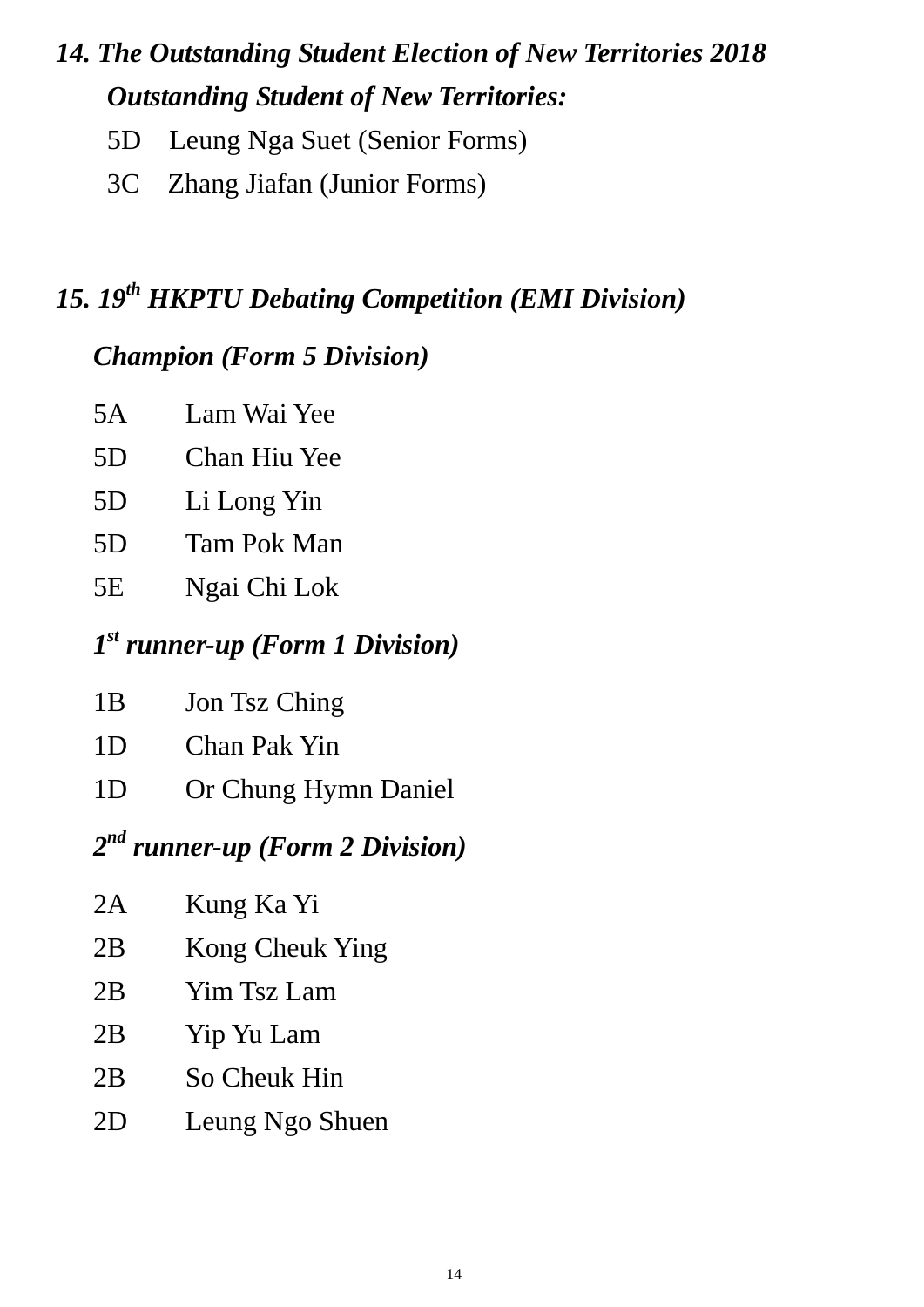***14. The Outstanding Student Election of New Territories 2018***

***Outstanding Student of New Territories:***

5D Leung Nga Suet (Senior Forms)

3C Zhang Jiafan (Junior Forms)

***15. 19th HKPTU Debating Competition (EMI Division)***

***Champion (Form 5 Division)***

5A Lam Wai Yee

5D Chan Hiu Yee

5D Li Long Yin

5D Tam Pok Man

5E Ngai Chi Lok

***1st runner-up (Form 1 Division)***

1B Jon Tsz Ching

1D Chan Pak Yin

1D Or Chung Hymn Daniel

***2nd runner-up (Form 2 Division)***

2A Kung Ka Yi

2B Kong Cheuk Ying

2B Yim Tsz Lam

2B Yip Yu Lam

2B So Cheuk Hin

2D Leung Ngo Shuen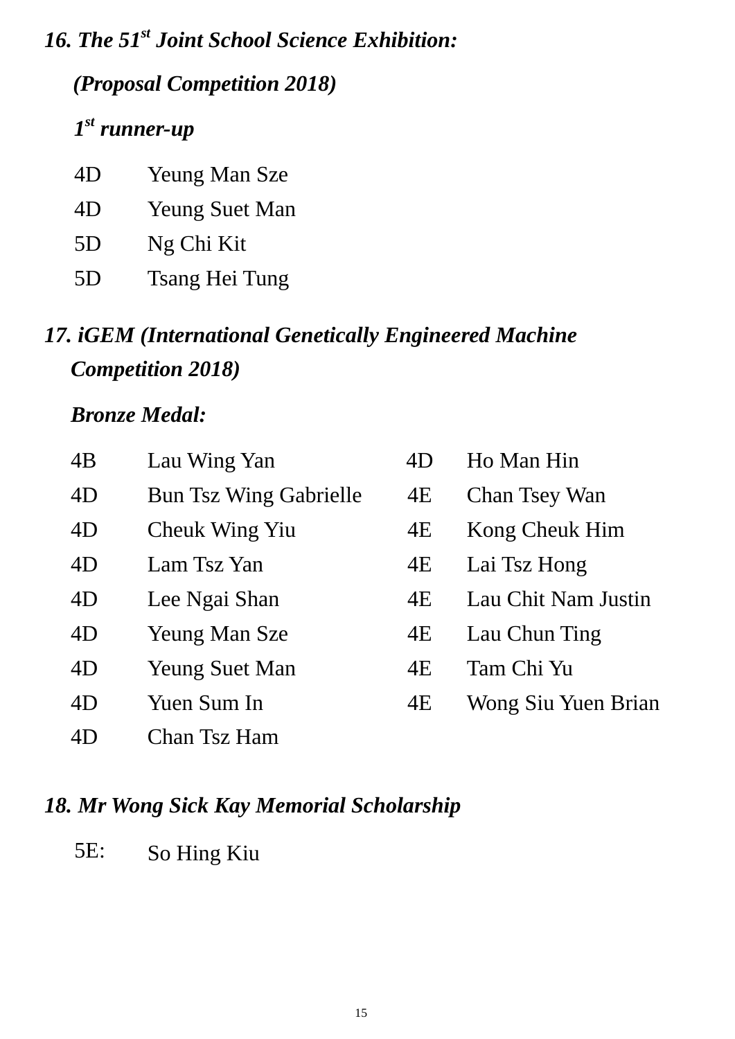***16. The 51st Joint School Science Exhibition:***

***(Proposal Competition 2018)***

***1st runner-up***

| | |
|---|---|
| 4D | Yeung Man Sze |
| 4D | Yeung Suet Man |
| 5D | Ng Chi Kit |
| 5D | Tsang Hei Tung |

***17. iGEM (International Genetically Engineered Machine Competition 2018)***

***Bronze Medal:***

| | | | |
|---|---|---|---|
| 4B | Lau Wing Yan | 4D | Ho Man Hin |
| 4D | Bun Tsz Wing Gabrielle | 4E | Chan Tsey Wan |
| 4D | Cheuk Wing Yiu | 4E | Kong Cheuk Him |
| 4D | Lam Tsz Yan | 4E | Lai Tsz Hong |
| 4D | Lee Ngai Shan | 4E | Lau Chit Nam Justin |
| 4D | Yeung Man Sze | 4E | Lau Chun Ting |
| 4D | Yeung Suet Man | 4E | Tam Chi Yu |
| 4D | Yuen Sum In | 4E | Wong Siu Yuen Brian |
| 4D | Chan Tsz Ham | | |

***18. Mr Wong Sick Kay Memorial Scholarship***

5E: So Hing Kiu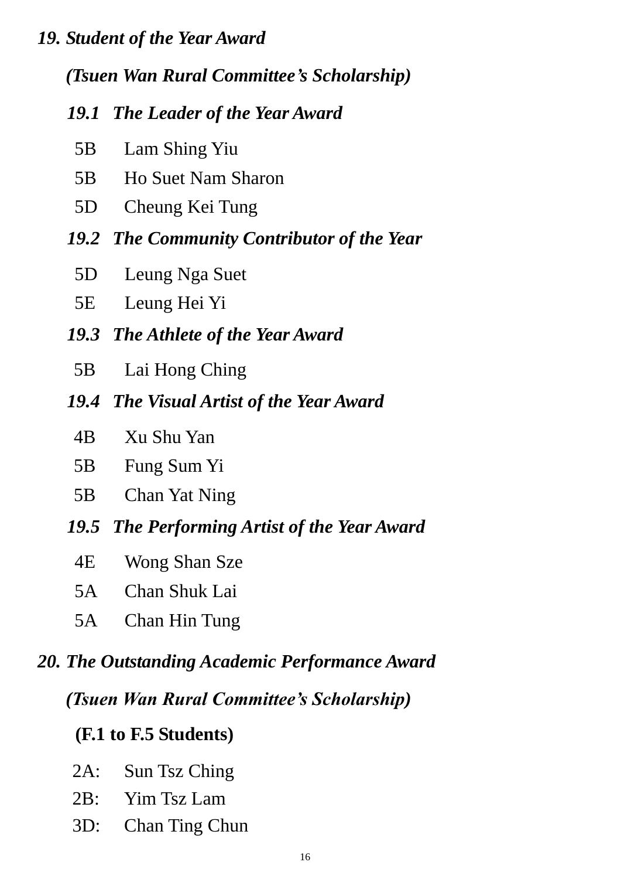## *19. Student of the Year Award*

***(Tsuen Wan Rural Committee's Scholarship)***

### *19.1 The Leader of the Year Award*

5B Lam Shing Yiu
5B Ho Suet Nam Sharon
5D Cheung Kei Tung

### *19.2 The Community Contributor of the Year*

5D Leung Nga Suet
5E Leung Hei Yi

### *19.3 The Athlete of the Year Award*

5B Lai Hong Ching

### *19.4 The Visual Artist of the Year Award*

4B Xu Shu Yan
5B Fung Sum Yi
5B Chan Yat Ning

### *19.5 The Performing Artist of the Year Award*

4E Wong Shan Sze
5A Chan Shuk Lai
5A Chan Hin Tung

## *20. The Outstanding Academic Performance Award*

***(Tsuen Wan Rural Committee's Scholarship)***

**(F.1 to F.5 Students)**

2A: Sun Tsz Ching
2B: Yim Tsz Lam
3D: Chan Ting Chun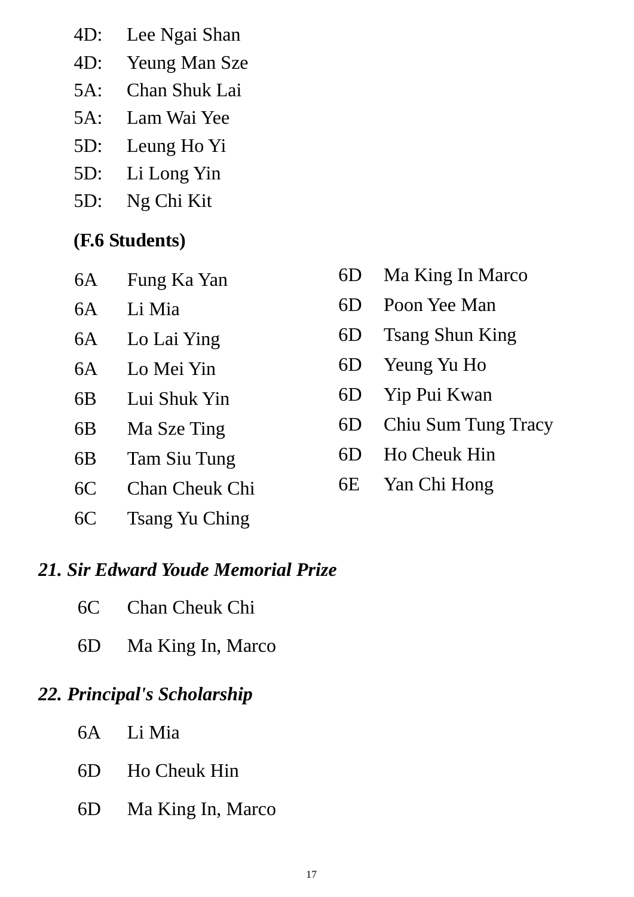4D: Lee Ngai Shan
4D: Yeung Man Sze
5A: Chan Shuk Lai
5A: Lam Wai Yee
5D: Leung Ho Yi
5D: Li Long Yin
5D: Ng Chi Kit

**(F.6 Students)**

6A Fung Ka Yan
6A Li Mia
6A Lo Lai Ying
6A Lo Mei Yin
6B Lui Shuk Yin
6B Ma Sze Ting
6B Tam Siu Tung
6C Chan Cheuk Chi
6C Tsang Yu Ching
6D Ma King In Marco
6D Poon Yee Man
6D Tsang Shun King
6D Yeung Yu Ho
6D Yip Pui Kwan
6D Chiu Sum Tung Tracy
6D Ho Cheuk Hin
6E Yan Chi Hong

### *21. Sir Edward Youde Memorial Prize*

6C Chan Cheuk Chi

6D Ma King In, Marco

### *22. Principal's Scholarship*

6A Li Mia

6D Ho Cheuk Hin

6D Ma King In, Marco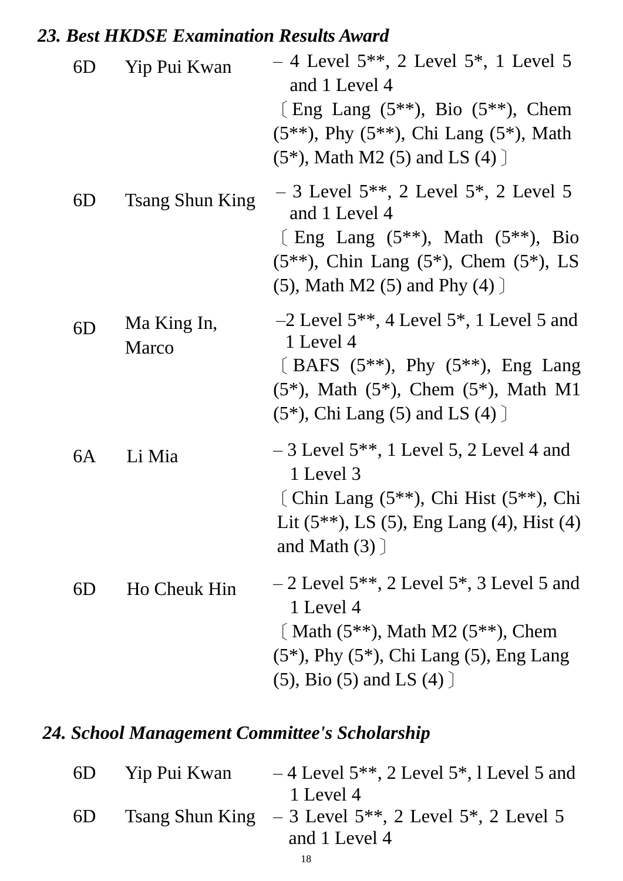### *23. Best HKDSE Examination Results Award*

| | | |
|---|---|---|
| 6D | Yip Pui Kwan | – 4 Level 5**, 2 Level 5*, 1 Level 5 and 1 Level 4 〔Eng Lang (5**), Bio (5**), Chem (5**), Phy (5**), Chi Lang (5*), Math (5*), Math M2 (5) and LS (4)〕 |
| 6D | Tsang Shun King | – 3 Level 5**, 2 Level 5*, 2 Level 5 and 1 Level 4 〔Eng Lang (5**), Math (5**), Bio (5**), Chin Lang (5*), Chem (5*), LS (5), Math M2 (5) and Phy (4)〕 |
| 6D | Ma King In, Marco | –2 Level 5**, 4 Level 5*, 1 Level 5 and 1 Level 4 〔BAFS (5**), Phy (5**), Eng Lang (5*), Math (5*), Chem (5*), Math M1 (5*), Chi Lang (5) and LS (4)〕 |
| 6A | Li Mia | – 3 Level 5**, 1 Level 5, 2 Level 4 and 1 Level 3 〔Chin Lang (5**), Chi Hist (5**), Chi Lit (5**), LS (5), Eng Lang (4), Hist (4) and Math (3)〕 |
| 6D | Ho Cheuk Hin | – 2 Level 5**, 2 Level 5*, 3 Level 5 and 1 Level 4 〔Math (5**), Math M2 (5**), Chem (5*), Phy (5*), Chi Lang (5), Eng Lang (5), Bio (5) and LS (4)〕 |

### *24. School Management Committee's Scholarship*

| | | |
|---|---|---|
| 6D | Yip Pui Kwan | – 4 Level 5**, 2 Level 5*, l Level 5 and 1 Level 4 |
| 6D | Tsang Shun King | – 3 Level 5**, 2 Level 5*, 2 Level 5 and 1 Level 4 |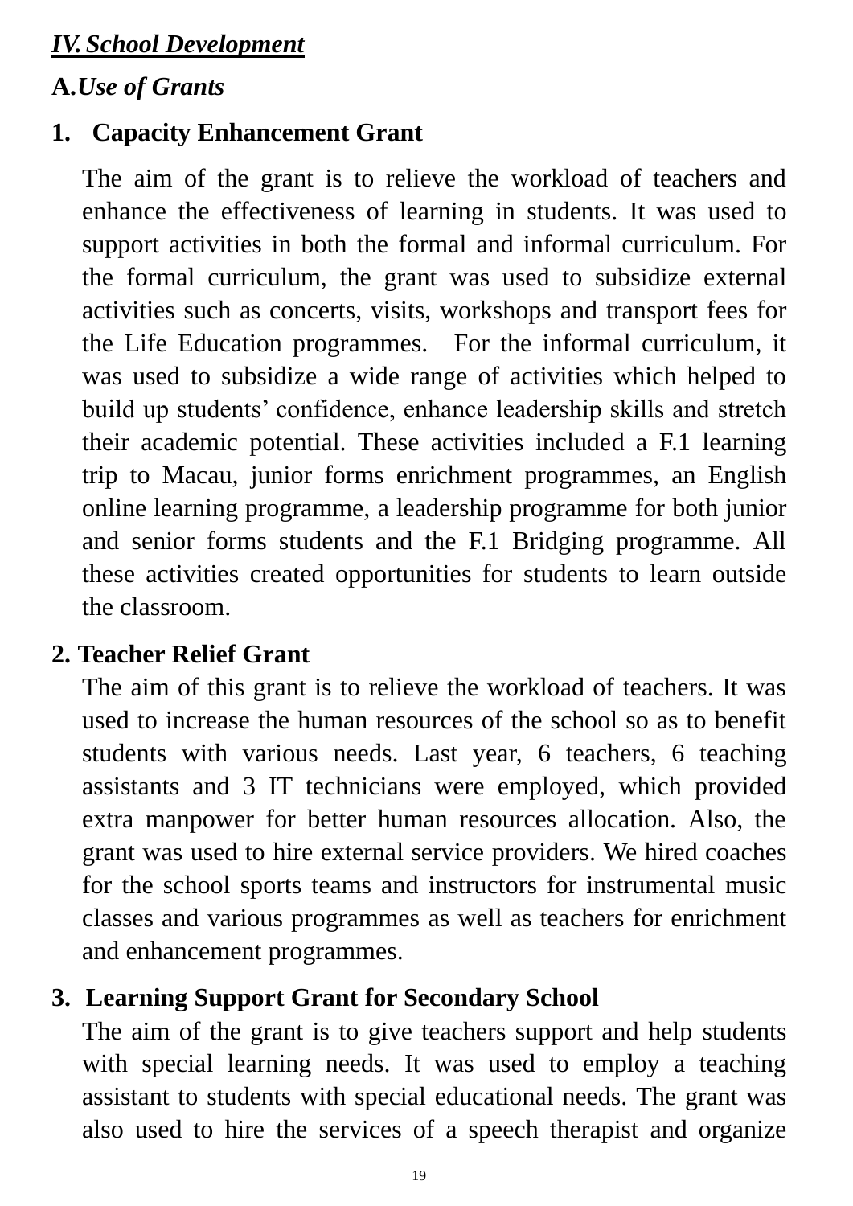## ***IV. School Development***

### **A.** ***Use of Grants***

#### 1. Capacity Enhancement Grant

The aim of the grant is to relieve the workload of teachers and enhance the effectiveness of learning in students. It was used to support activities in both the formal and informal curriculum. For the formal curriculum, the grant was used to subsidize external activities such as concerts, visits, workshops and transport fees for the Life Education programmes. For the informal curriculum, it was used to subsidize a wide range of activities which helped to build up students' confidence, enhance leadership skills and stretch their academic potential. These activities included a F.1 learning trip to Macau, junior forms enrichment programmes, an English online learning programme, a leadership programme for both junior and senior forms students and the F.1 Bridging programme. All these activities created opportunities for students to learn outside the classroom.

#### 2. Teacher Relief Grant

The aim of this grant is to relieve the workload of teachers. It was used to increase the human resources of the school so as to benefit students with various needs. Last year, 6 teachers, 6 teaching assistants and 3 IT technicians were employed, which provided extra manpower for better human resources allocation. Also, the grant was used to hire external service providers. We hired coaches for the school sports teams and instructors for instrumental music classes and various programmes as well as teachers for enrichment and enhancement programmes.

#### 3. Learning Support Grant for Secondary School

The aim of the grant is to give teachers support and help students with special learning needs. It was used to employ a teaching assistant to students with special educational needs. The grant was also used to hire the services of a speech therapist and organize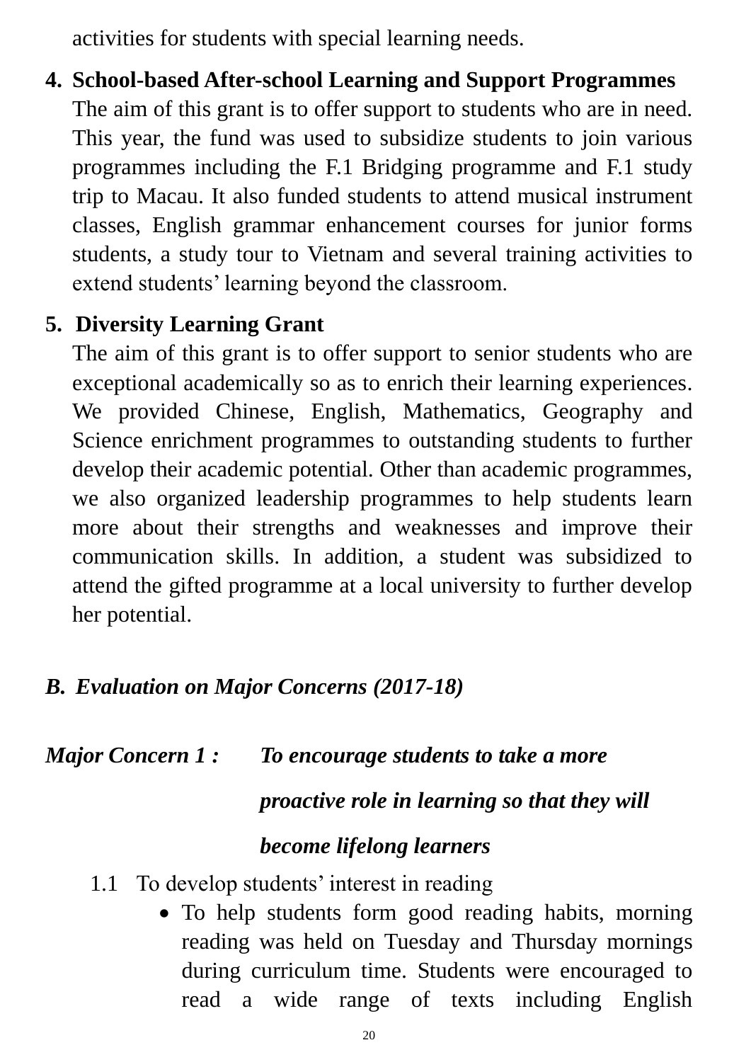activities for students with special learning needs.

4. **School-based After-school Learning and Support Programmes**
   The aim of this grant is to offer support to students who are in need. This year, the fund was used to subsidize students to join various programmes including the F.1 Bridging programme and F.1 study trip to Macau. It also funded students to attend musical instrument classes, English grammar enhancement courses for junior forms students, a study tour to Vietnam and several training activities to extend students' learning beyond the classroom.

5. **Diversity Learning Grant**
   The aim of this grant is to offer support to senior students who are exceptional academically so as to enrich their learning experiences. We provided Chinese, English, Mathematics, Geography and Science enrichment programmes to outstanding students to further develop their academic potential. Other than academic programmes, we also organized leadership programmes to help students learn more about their strengths and weaknesses and improve their communication skills. In addition, a student was subsidized to attend the gifted programme at a local university to further develop her potential.

## *B. Evaluation on Major Concerns (2017-18)*

***Major Concern 1 : To encourage students to take a more proactive role in learning so that they will become lifelong learners***

1.1 To develop students' interest in reading

- To help students form good reading habits, morning reading was held on Tuesday and Thursday mornings during curriculum time. Students were encouraged to read a wide range of texts including English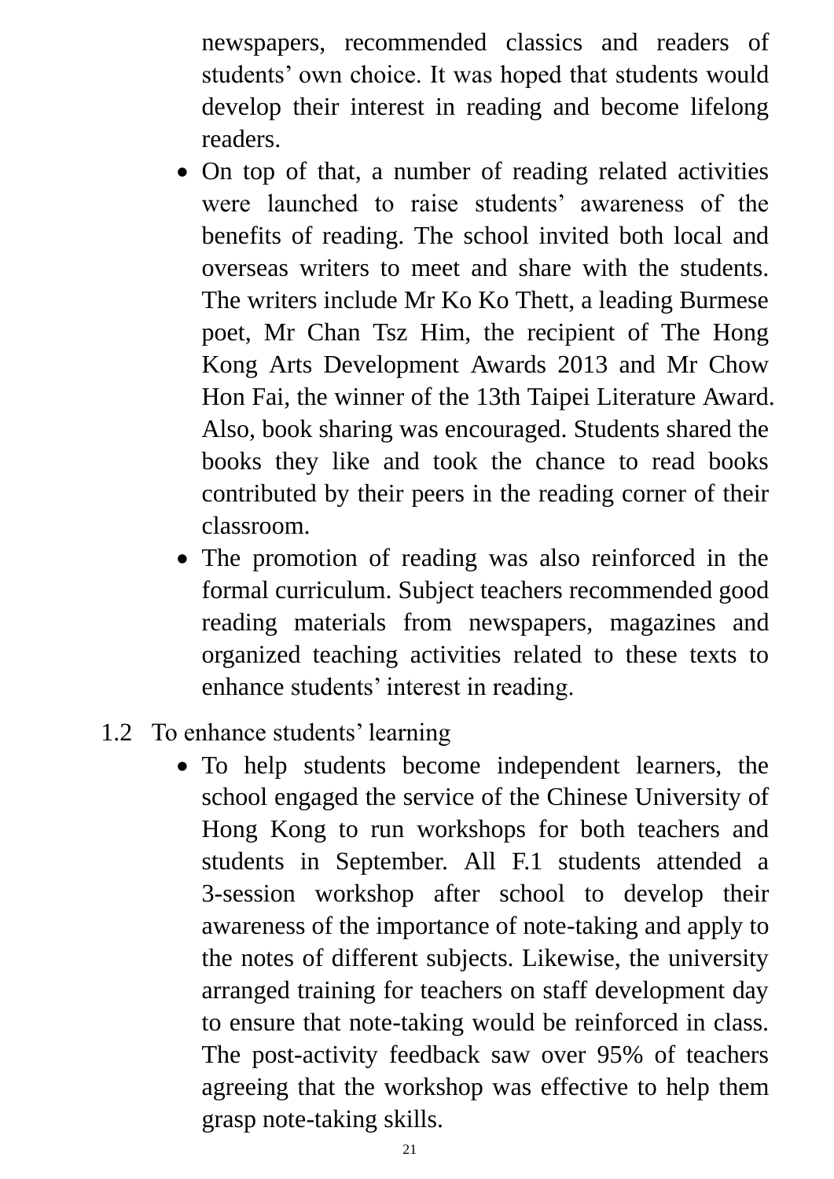newspapers, recommended classics and readers of students' own choice. It was hoped that students would develop their interest in reading and become lifelong readers.

- On top of that, a number of reading related activities were launched to raise students' awareness of the benefits of reading. The school invited both local and overseas writers to meet and share with the students. The writers include Mr Ko Ko Thett, a leading Burmese poet, Mr Chan Tsz Him, the recipient of The Hong Kong Arts Development Awards 2013 and Mr Chow Hon Fai, the winner of the 13th Taipei Literature Award. Also, book sharing was encouraged. Students shared the books they like and took the chance to read books contributed by their peers in the reading corner of their classroom.
- The promotion of reading was also reinforced in the formal curriculum. Subject teachers recommended good reading materials from newspapers, magazines and organized teaching activities related to these texts to enhance students' interest in reading.

1.2 To enhance students' learning

- To help students become independent learners, the school engaged the service of the Chinese University of Hong Kong to run workshops for both teachers and students in September. All F.1 students attended a 3-session workshop after school to develop their awareness of the importance of note-taking and apply to the notes of different subjects. Likewise, the university arranged training for teachers on staff development day to ensure that note-taking would be reinforced in class. The post-activity feedback saw over 95% of teachers agreeing that the workshop was effective to help them grasp note-taking skills.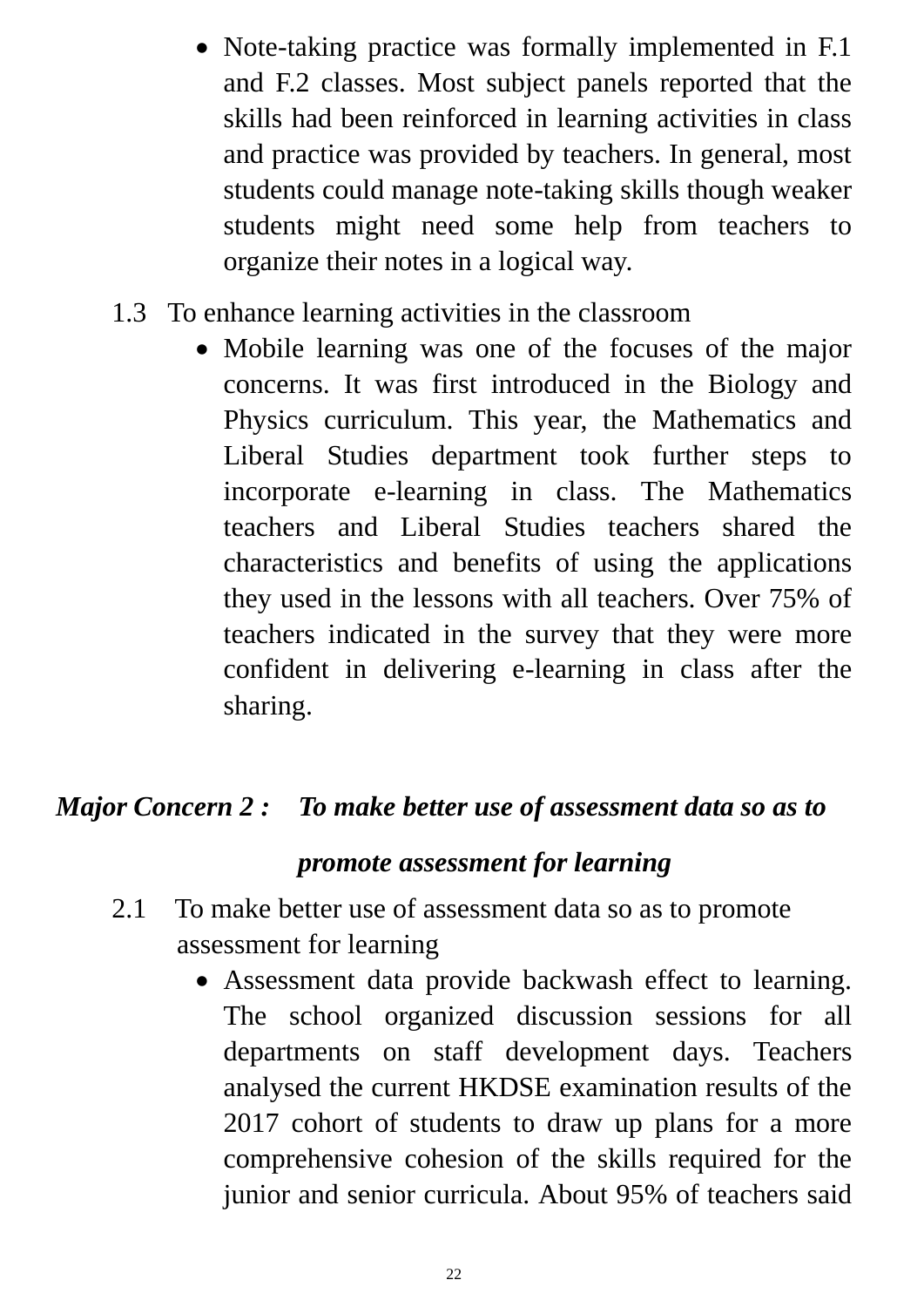- Note-taking practice was formally implemented in F.1 and F.2 classes. Most subject panels reported that the skills had been reinforced in learning activities in class and practice was provided by teachers. In general, most students could manage note-taking skills though weaker students might need some help from teachers to organize their notes in a logical way.

1.3 To enhance learning activities in the classroom

- Mobile learning was one of the focuses of the major concerns. It was first introduced in the Biology and Physics curriculum. This year, the Mathematics and Liberal Studies department took further steps to incorporate e-learning in class. The Mathematics teachers and Liberal Studies teachers shared the characteristics and benefits of using the applications they used in the lessons with all teachers. Over 75% of teachers indicated in the survey that they were more confident in delivering e-learning in class after the sharing.

## *Major Concern 2 : To make better use of assessment data so as to promote assessment for learning*

2.1 To make better use of assessment data so as to promote assessment for learning

- Assessment data provide backwash effect to learning. The school organized discussion sessions for all departments on staff development days. Teachers analysed the current HKDSE examination results of the 2017 cohort of students to draw up plans for a more comprehensive cohesion of the skills required for the junior and senior curricula. About 95% of teachers said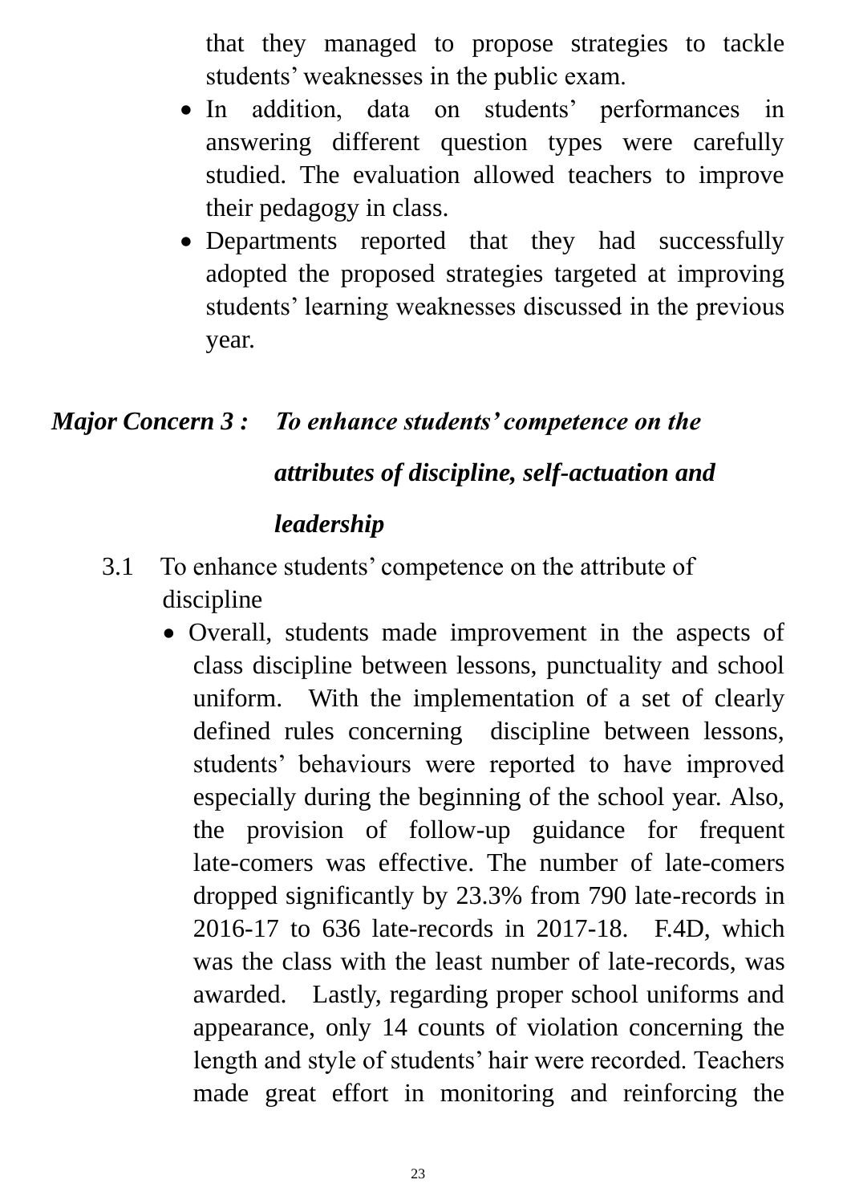that they managed to propose strategies to tackle students' weaknesses in the public exam.

- In addition, data on students' performances in answering different question types were carefully studied. The evaluation allowed teachers to improve their pedagogy in class.
- Departments reported that they had successfully adopted the proposed strategies targeted at improving students' learning weaknesses discussed in the previous year.

***Major Concern 3 :  To enhance students' competence on the attributes of discipline, self-actuation and leadership***

3.1 To enhance students' competence on the attribute of discipline

- Overall, students made improvement in the aspects of class discipline between lessons, punctuality and school uniform. With the implementation of a set of clearly defined rules concerning discipline between lessons, students' behaviours were reported to have improved especially during the beginning of the school year. Also, the provision of follow-up guidance for frequent late-comers was effective. The number of late-comers dropped significantly by 23.3% from 790 late-records in 2016-17 to 636 late-records in 2017-18. F.4D, which was the class with the least number of late-records, was awarded. Lastly, regarding proper school uniforms and appearance, only 14 counts of violation concerning the length and style of students' hair were recorded. Teachers made great effort in monitoring and reinforcing the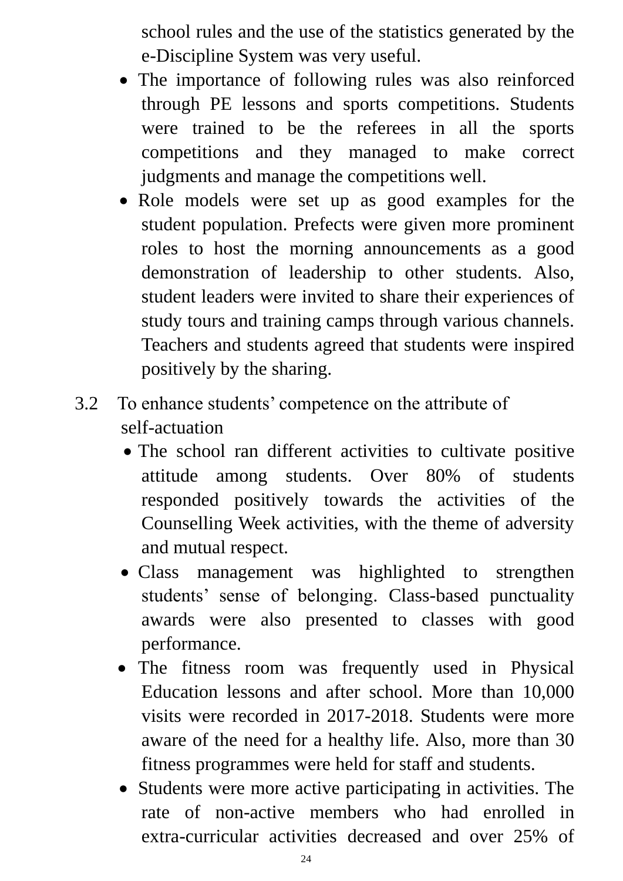school rules and the use of the statistics generated by the e-Discipline System was very useful.

- The importance of following rules was also reinforced through PE lessons and sports competitions. Students were trained to be the referees in all the sports competitions and they managed to make correct judgments and manage the competitions well.
- Role models were set up as good examples for the student population. Prefects were given more prominent roles to host the morning announcements as a good demonstration of leadership to other students. Also, student leaders were invited to share their experiences of study tours and training camps through various channels. Teachers and students agreed that students were inspired positively by the sharing.

3.2 To enhance students' competence on the attribute of self-actuation

- The school ran different activities to cultivate positive attitude among students. Over 80% of students responded positively towards the activities of the Counselling Week activities, with the theme of adversity and mutual respect.
- Class management was highlighted to strengthen students' sense of belonging. Class-based punctuality awards were also presented to classes with good performance.
- The fitness room was frequently used in Physical Education lessons and after school. More than 10,000 visits were recorded in 2017-2018. Students were more aware of the need for a healthy life. Also, more than 30 fitness programmes were held for staff and students.
- Students were more active participating in activities. The rate of non-active members who had enrolled in extra-curricular activities decreased and over 25% of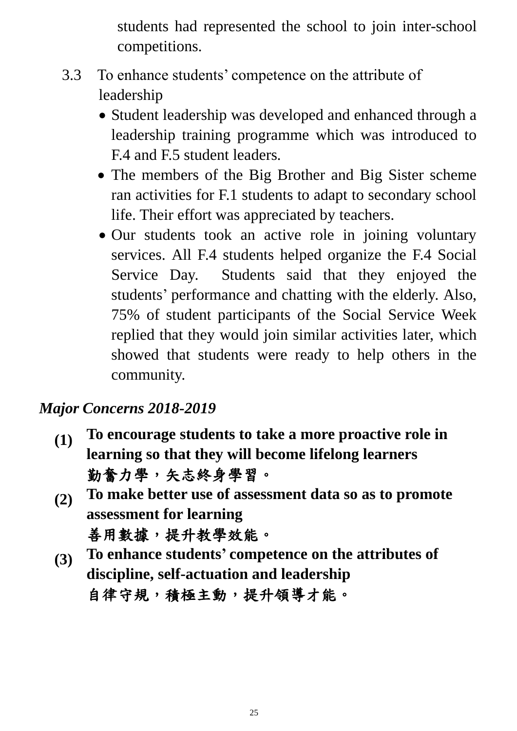students had represented the school to join inter-school competitions.

3.3 To enhance students' competence on the attribute of leadership

- Student leadership was developed and enhanced through a leadership training programme which was introduced to F.4 and F.5 student leaders.
- The members of the Big Brother and Big Sister scheme ran activities for F.1 students to adapt to secondary school life. Their effort was appreciated by teachers.
- Our students took an active role in joining voluntary services. All F.4 students helped organize the F.4 Social Service Day. Students said that they enjoyed the students' performance and chatting with the elderly. Also, 75% of student participants of the Social Service Week replied that they would join similar activities later, which showed that students were ready to help others in the community.

***Major Concerns 2018-2019***

**(1) To encourage students to take a more proactive role in learning so that they will become lifelong learners**
**勤奮力學，矢志終身學習。**

**(2) To make better use of assessment data so as to promote assessment for learning**
**善用數據，提升教學效能。**

**(3) To enhance students' competence on the attributes of discipline, self-actuation and leadership**
**自律守規，積極主動，提升領導才能。**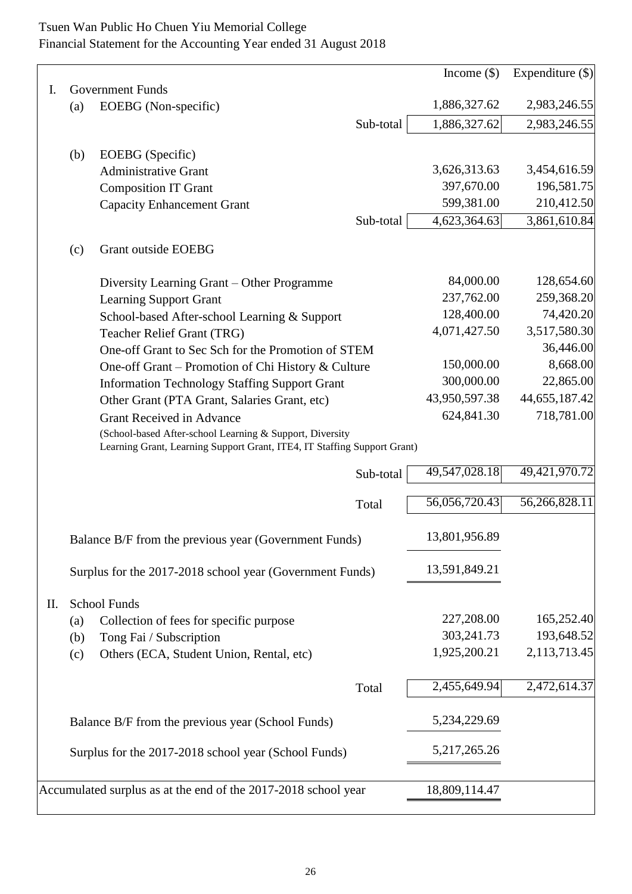Tsuen Wan Public Ho Chuen Yiu Memorial College
Financial Statement for the Accounting Year ended 31 August 2018

| | | | Income ($) | Expenditure ($) |
|---|---|---|---|---|
| I. | Government Funds | | | |
| | (a) | EOEBG (Non-specific) | 1,886,327.62 | 2,983,246.55 |
| | | Sub-total | 1,886,327.62 | 2,983,246.55 |
| | (b) | EOEBG (Specific) | | |
| | | Administrative Grant | 3,626,313.63 | 3,454,616.59 |
| | | Composition IT Grant | 397,670.00 | 196,581.75 |
| | | Capacity Enhancement Grant | 599,381.00 | 210,412.50 |
| | | Sub-total | 4,623,364.63 | 3,861,610.84 |
| | (c) | Grant outside EOEBG | | |
| | | Diversity Learning Grant – Other Programme | 84,000.00 | 128,654.60 |
| | | Learning Support Grant | 237,762.00 | 259,368.20 |
| | | School-based After-school Learning & Support | 128,400.00 | 74,420.20 |
| | | Teacher Relief Grant (TRG) | 4,071,427.50 | 3,517,580.30 |
| | | One-off Grant to Sec Sch for the Promotion of STEM | | 36,446.00 |
| | | One-off Grant – Promotion of Chi History & Culture | 150,000.00 | 8,668.00 |
| | | Information Technology Staffing Support Grant | 300,000.00 | 22,865.00 |
| | | Other Grant (PTA Grant, Salaries Grant, etc) | 43,950,597.38 | 44,655,187.42 |
| | | Grant Received in Advance (School-based After-school Learning & Support, Diversity Learning Grant, Learning Support Grant, ITE4, IT Staffing Support Grant) | 624,841.30 | 718,781.00 |
| | | Sub-total | 49,547,028.18 | 49,421,970.72 |
| | | Total | 56,056,720.43 | 56,266,828.11 |
| | | Balance B/F from the previous year (Government Funds) | 13,801,956.89 | |
| | | Surplus for the 2017-2018 school year (Government Funds) | 13,591,849.21 | |
| II. | School Funds | | | |
| | (a) | Collection of fees for specific purpose | 227,208.00 | 165,252.40 |
| | (b) | Tong Fai / Subscription | 303,241.73 | 193,648.52 |
| | (c) | Others (ECA, Student Union, Rental, etc) | 1,925,200.21 | 2,113,713.45 |
| | | Total | 2,455,649.94 | 2,472,614.37 |
| | | Balance B/F from the previous year (School Funds) | 5,234,229.69 | |
| | | Surplus for the 2017-2018 school year (School Funds) | 5,217,265.26 | |
| Accumulated surplus as at the end of the 2017-2018 school year | | | 18,809,114.47 | |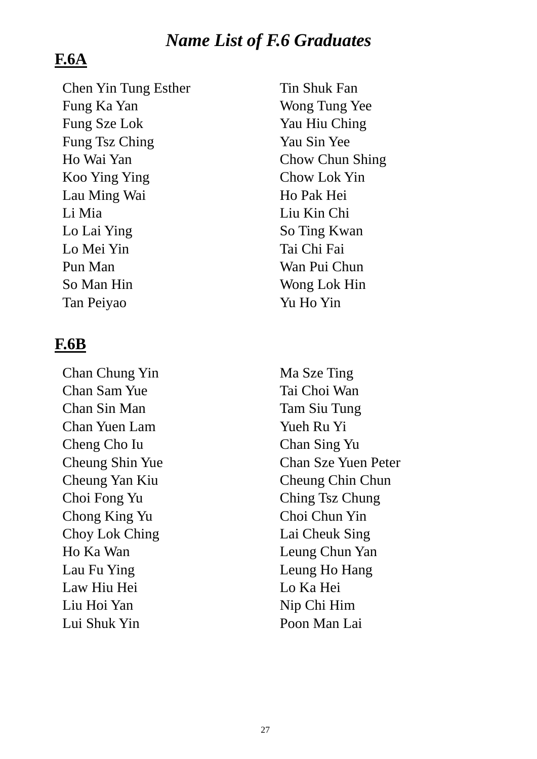# *Name List of F.6 Graduates*

## F.6A

Chen Yin Tung Esther
Fung Ka Yan
Fung Sze Lok
Fung Tsz Ching
Ho Wai Yan
Koo Ying Ying
Lau Ming Wai
Li Mia
Lo Lai Ying
Lo Mei Yin
Pun Man
So Man Hin
Tan Peiyao
Tin Shuk Fan
Wong Tung Yee
Yau Hiu Ching
Yau Sin Yee
Chow Chun Shing
Chow Lok Yin
Ho Pak Hei
Liu Kin Chi
So Ting Kwan
Tai Chi Fai
Wan Pui Chun
Wong Lok Hin
Yu Ho Yin

## F.6B

Chan Chung Yin
Chan Sam Yue
Chan Sin Man
Chan Yuen Lam
Cheng Cho Iu
Cheung Shin Yue
Cheung Yan Kiu
Choi Fong Yu
Chong King Yu
Choy Lok Ching
Ho Ka Wan
Lau Fu Ying
Law Hiu Hei
Liu Hoi Yan
Lui Shuk Yin
Ma Sze Ting
Tai Choi Wan
Tam Siu Tung
Yueh Ru Yi
Chan Sing Yu
Chan Sze Yuen Peter
Cheung Chin Chun
Ching Tsz Chung
Choi Chun Yin
Lai Cheuk Sing
Leung Chun Yan
Leung Ho Hang
Lo Ka Hei
Nip Chi Him
Poon Man Lai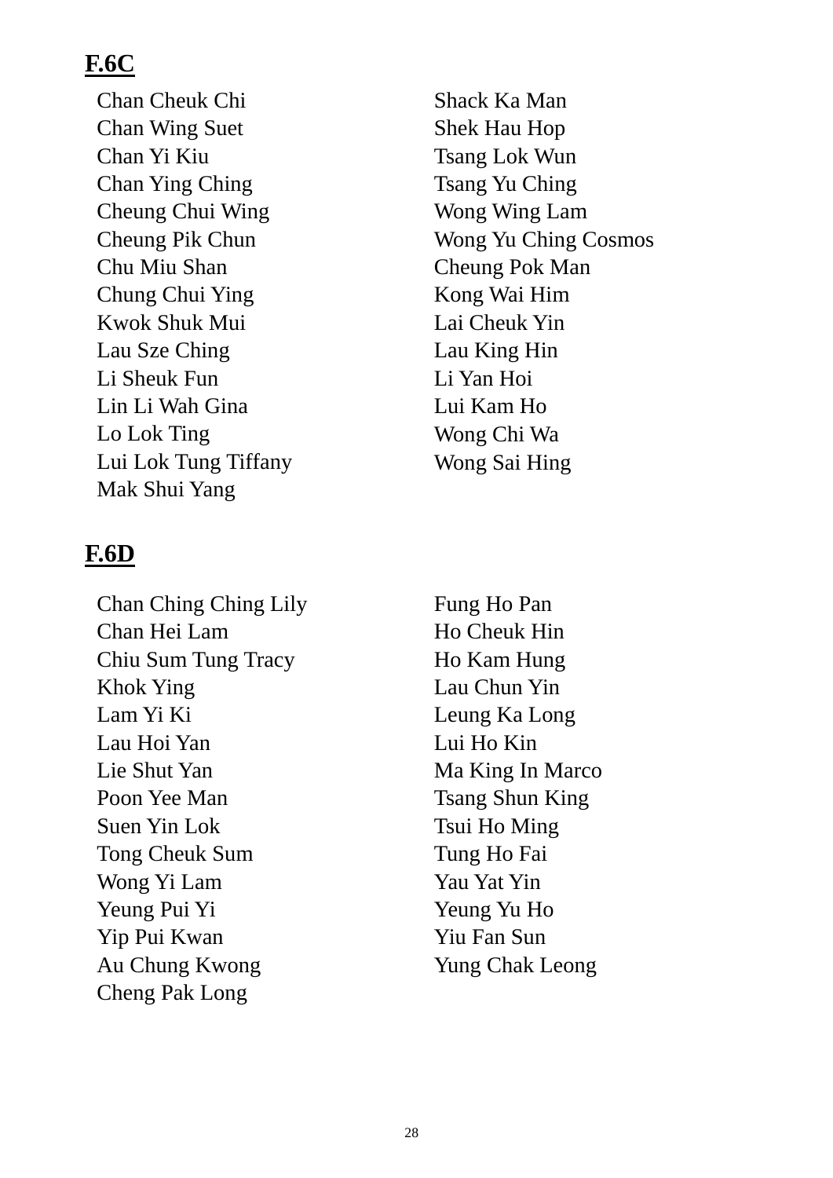## F.6C

Chan Cheuk Chi
Chan Wing Suet
Chan Yi Kiu
Chan Ying Ching
Cheung Chui Wing
Cheung Pik Chun
Chu Miu Shan
Chung Chui Ying
Kwok Shuk Mui
Lau Sze Ching
Li Sheuk Fun
Lin Li Wah Gina
Lo Lok Ting
Lui Lok Tung Tiffany
Mak Shui Yang
Shack Ka Man
Shek Hau Hop
Tsang Lok Wun
Tsang Yu Ching
Wong Wing Lam
Wong Yu Ching Cosmos
Cheung Pok Man
Kong Wai Him
Lai Cheuk Yin
Lau King Hin
Li Yan Hoi
Lui Kam Ho
Wong Chi Wa
Wong Sai Hing

## F.6D

Chan Ching Ching Lily
Chan Hei Lam
Chiu Sum Tung Tracy
Khok Ying
Lam Yi Ki
Lau Hoi Yan
Lie Shut Yan
Poon Yee Man
Suen Yin Lok
Tong Cheuk Sum
Wong Yi Lam
Yeung Pui Yi
Yip Pui Kwan
Au Chung Kwong
Cheng Pak Long
Fung Ho Pan
Ho Cheuk Hin
Ho Kam Hung
Lau Chun Yin
Leung Ka Long
Lui Ho Kin
Ma King In Marco
Tsang Shun King
Tsui Ho Ming
Tung Ho Fai
Yau Yat Yin
Yeung Yu Ho
Yiu Fan Sun
Yung Chak Leong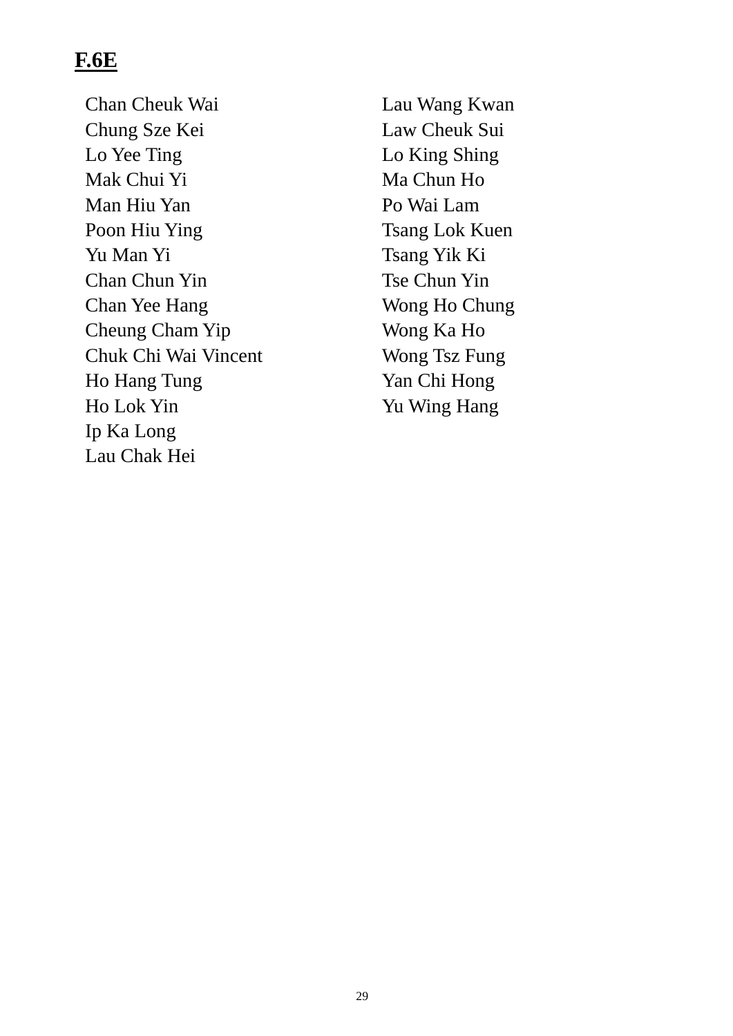**F.6E**

Chan Cheuk Wai
Chung Sze Kei
Lo Yee Ting
Mak Chui Yi
Man Hiu Yan
Poon Hiu Ying
Yu Man Yi
Chan Chun Yin
Chan Yee Hang
Cheung Cham Yip
Chuk Chi Wai Vincent
Ho Hang Tung
Ho Lok Yin
Ip Ka Long
Lau Chak Hei
Lau Wang Kwan
Law Cheuk Sui
Lo King Shing
Ma Chun Ho
Po Wai Lam
Tsang Lok Kuen
Tsang Yik Ki
Tse Chun Yin
Wong Ho Chung
Wong Ka Ho
Wong Tsz Fung
Yan Chi Hong
Yu Wing Hang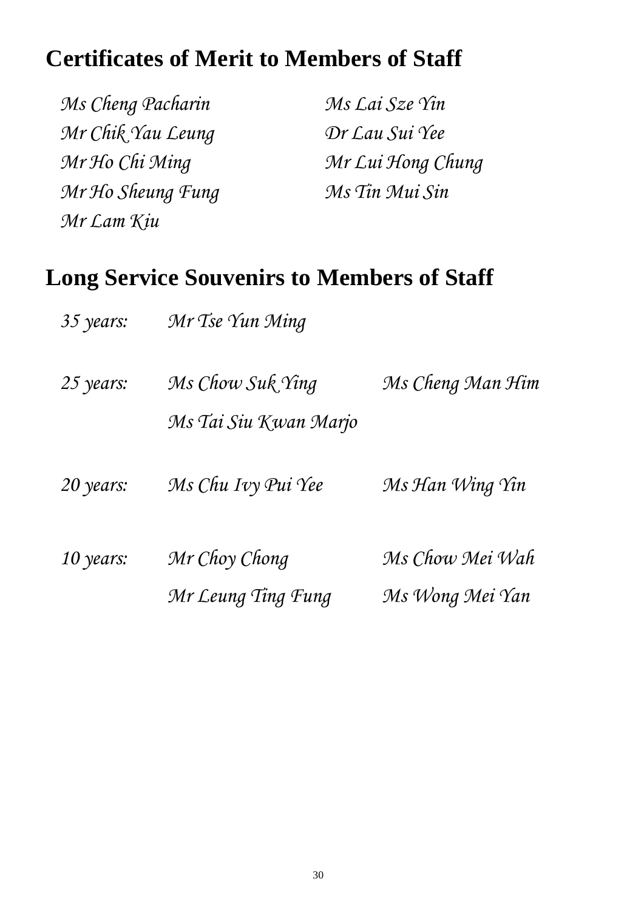## Certificates of Merit to Members of Staff

*Ms Cheng Pacharin*
*Mr Chik Yau Leung*
*Mr Ho Chi Ming*
*Mr Ho Sheung Fung*
*Mr Lam Kiu*
*Ms Lai Sze Yin*
*Dr Lau Sui Yee*
*Mr Lui Hong Chung*
*Ms Tin Mui Sin*

## Long Service Souvenirs to Members of Staff

| | | |
|---|---|---|
| *35 years:* | *Mr Tse Yun Ming* | |
| *25 years:* | *Ms Chow Suk Ying* | *Ms Cheng Man Him* |
| | *Ms Tai Siu Kwan Marjo* | |
| *20 years:* | *Ms Chu Ivy Pui Yee* | *Ms Han Wing Yin* |
| *10 years:* | *Mr Choy Chong* | *Ms Chow Mei Wah* |
| | *Mr Leung Ting Fung* | *Ms Wong Mei Yan* |